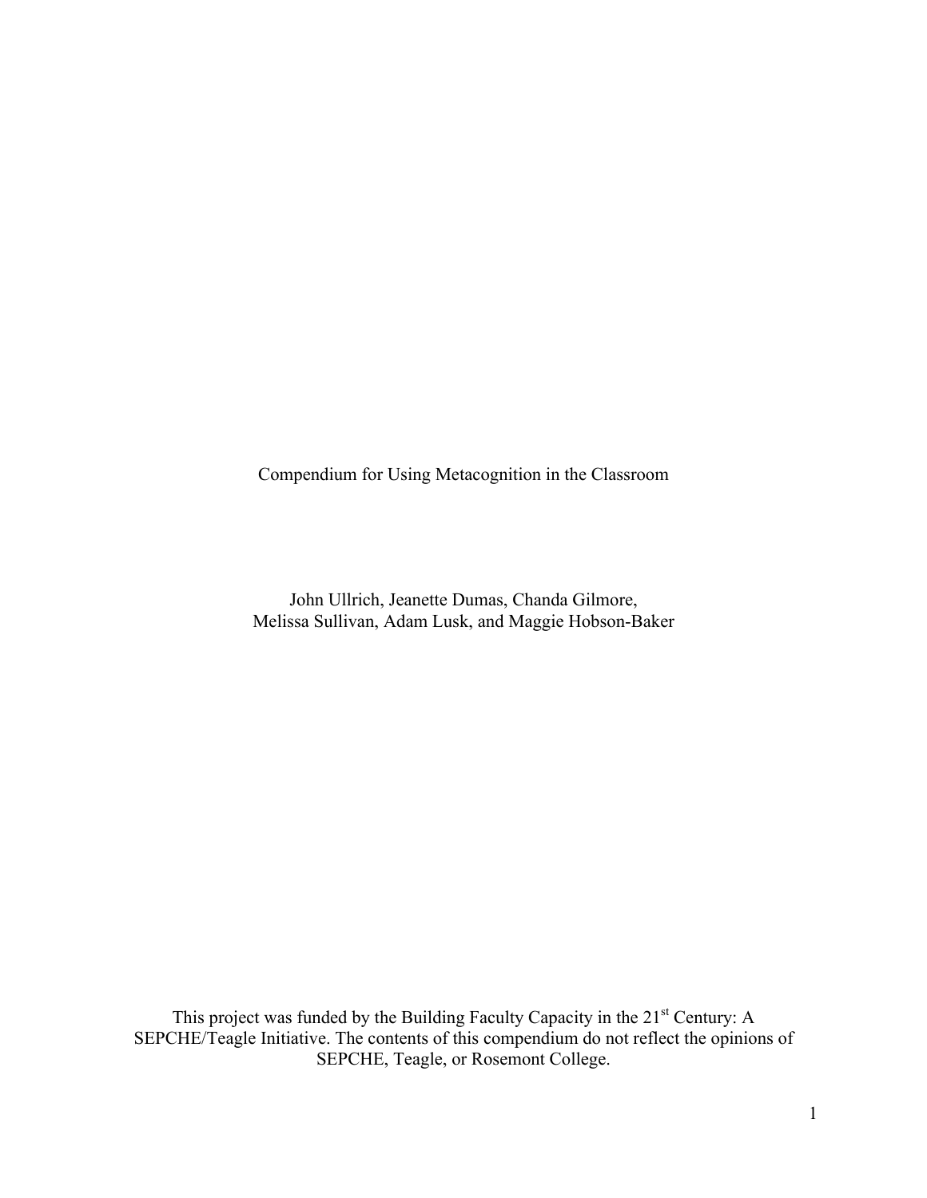# Compendium for Using Metacognition in the Classroom

John Ullrich, Jeanette Dumas, Chanda Gilmore,
Melissa Sullivan, Adam Lusk, and Maggie Hobson-Baker

This project was funded by the Building Faculty Capacity in the 21st Century: A SEPCHE/Teagle Initiative. The contents of this compendium do not reflect the opinions of SEPCHE, Teagle, or Rosemont College.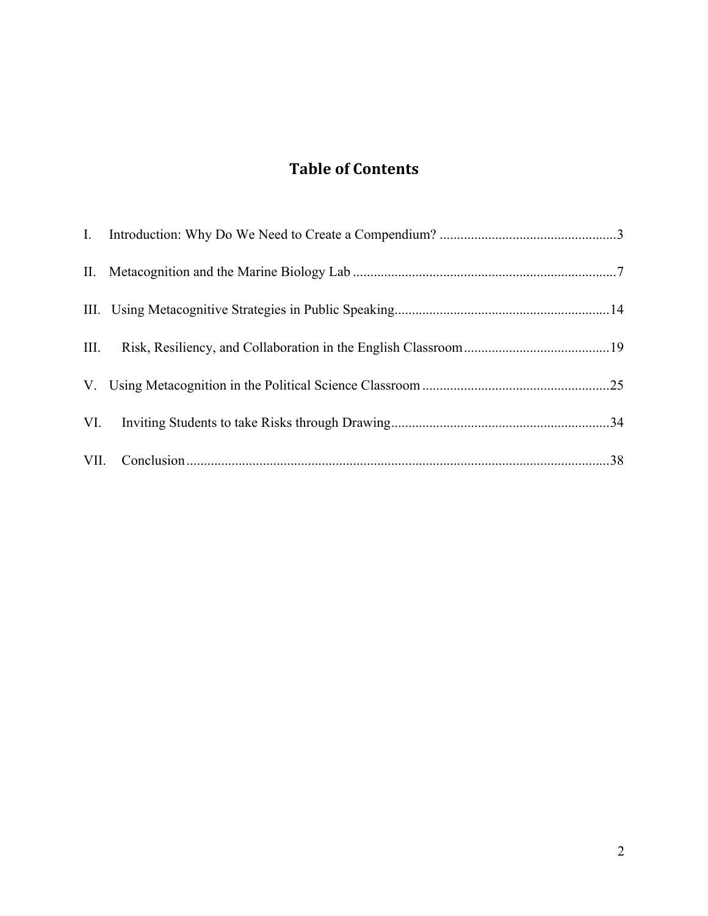# Table of Contents

I. Introduction: Why Do We Need to Create a Compendium? ....................................................3

II. Metacognition and the Marine Biology Lab ............................................................................7

III. Using Metacognitive Strategies in Public Speaking..............................................................14

III. Risk, Resiliency, and Collaboration in the English Classroom..........................................19

V. Using Metacognition in the Political Science Classroom......................................................25

VI. Inviting Students to take Risks through Drawing...............................................................34

VII. Conclusion..........................................................................................................................38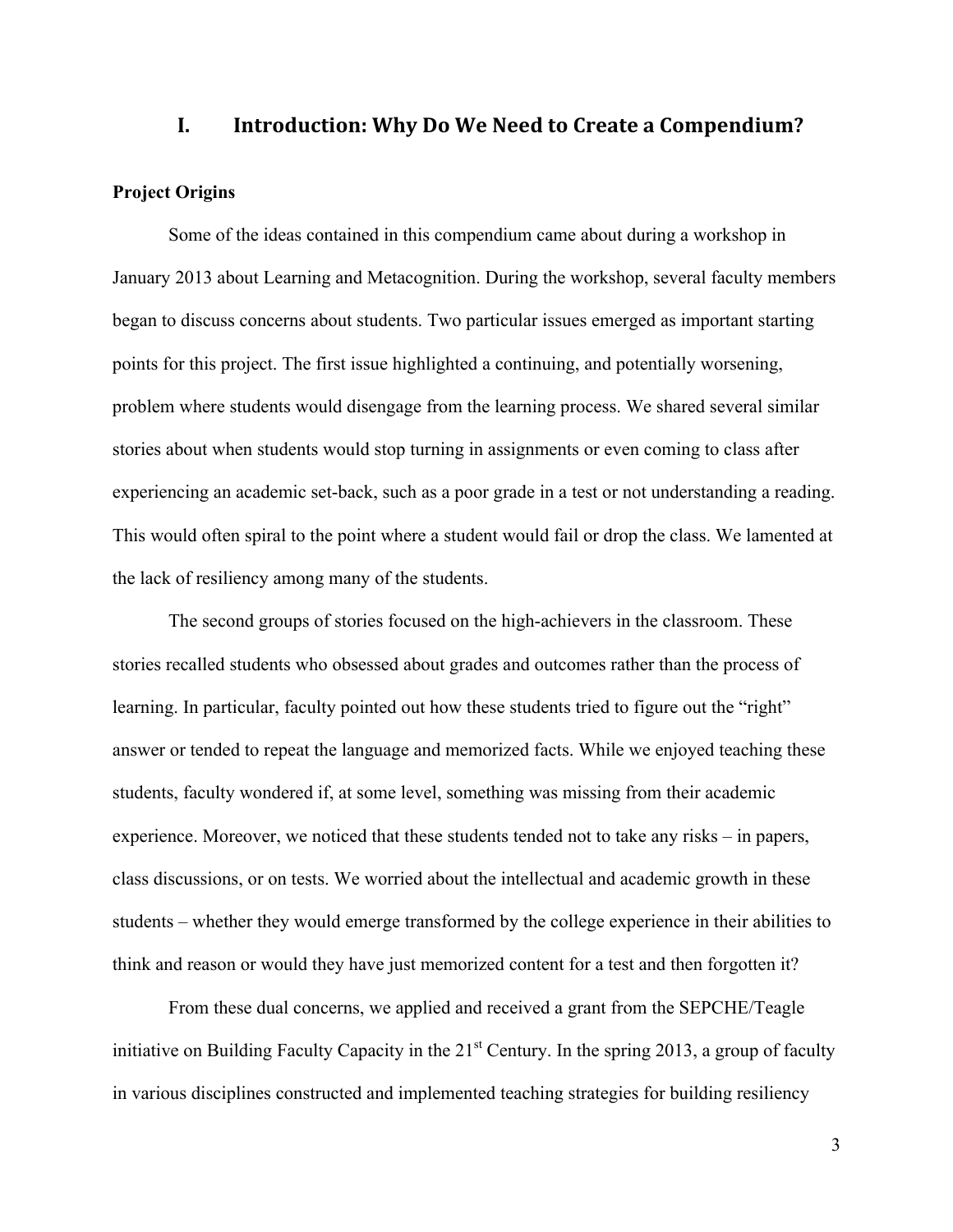# I. Introduction: Why Do We Need to Create a Compendium?

### Project Origins

Some of the ideas contained in this compendium came about during a workshop in January 2013 about Learning and Metacognition. During the workshop, several faculty members began to discuss concerns about students. Two particular issues emerged as important starting points for this project. The first issue highlighted a continuing, and potentially worsening, problem where students would disengage from the learning process. We shared several similar stories about when students would stop turning in assignments or even coming to class after experiencing an academic set-back, such as a poor grade in a test or not understanding a reading. This would often spiral to the point where a student would fail or drop the class. We lamented at the lack of resiliency among many of the students.

The second groups of stories focused on the high-achievers in the classroom. These stories recalled students who obsessed about grades and outcomes rather than the process of learning. In particular, faculty pointed out how these students tried to figure out the "right" answer or tended to repeat the language and memorized facts. While we enjoyed teaching these students, faculty wondered if, at some level, something was missing from their academic experience. Moreover, we noticed that these students tended not to take any risks – in papers, class discussions, or on tests. We worried about the intellectual and academic growth in these students – whether they would emerge transformed by the college experience in their abilities to think and reason or would they have just memorized content for a test and then forgotten it?

From these dual concerns, we applied and received a grant from the SEPCHE/Teagle initiative on Building Faculty Capacity in the 21st Century. In the spring 2013, a group of faculty in various disciplines constructed and implemented teaching strategies for building resiliency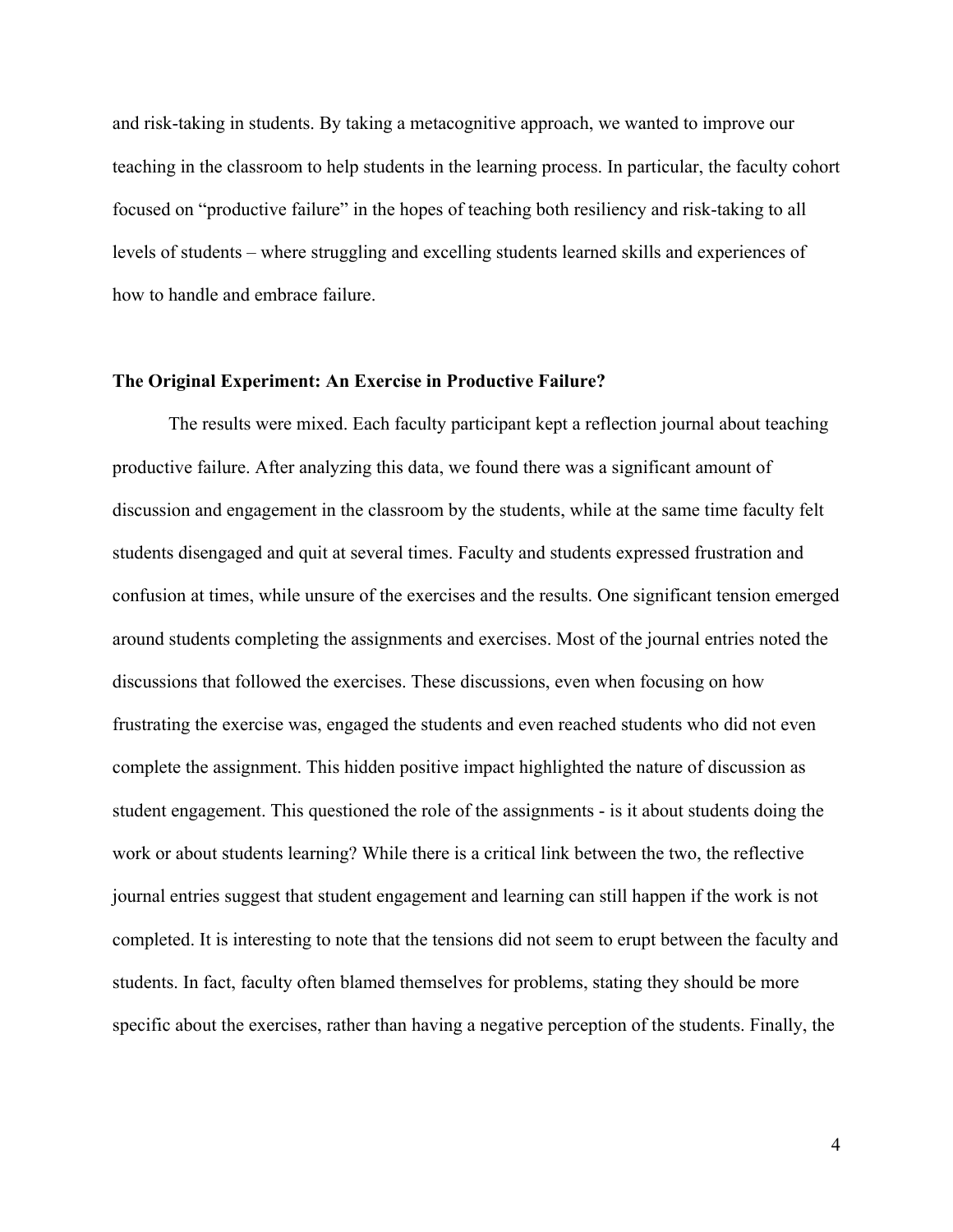and risk-taking in students. By taking a metacognitive approach, we wanted to improve our teaching in the classroom to help students in the learning process. In particular, the faculty cohort focused on "productive failure" in the hopes of teaching both resiliency and risk-taking to all levels of students – where struggling and excelling students learned skills and experiences of how to handle and embrace failure.

**The Original Experiment: An Exercise in Productive Failure?**

The results were mixed. Each faculty participant kept a reflection journal about teaching productive failure. After analyzing this data, we found there was a significant amount of discussion and engagement in the classroom by the students, while at the same time faculty felt students disengaged and quit at several times. Faculty and students expressed frustration and confusion at times, while unsure of the exercises and the results. One significant tension emerged around students completing the assignments and exercises. Most of the journal entries noted the discussions that followed the exercises. These discussions, even when focusing on how frustrating the exercise was, engaged the students and even reached students who did not even complete the assignment. This hidden positive impact highlighted the nature of discussion as student engagement. This questioned the role of the assignments - is it about students doing the work or about students learning? While there is a critical link between the two, the reflective journal entries suggest that student engagement and learning can still happen if the work is not completed. It is interesting to note that the tensions did not seem to erupt between the faculty and students. In fact, faculty often blamed themselves for problems, stating they should be more specific about the exercises, rather than having a negative perception of the students. Finally, the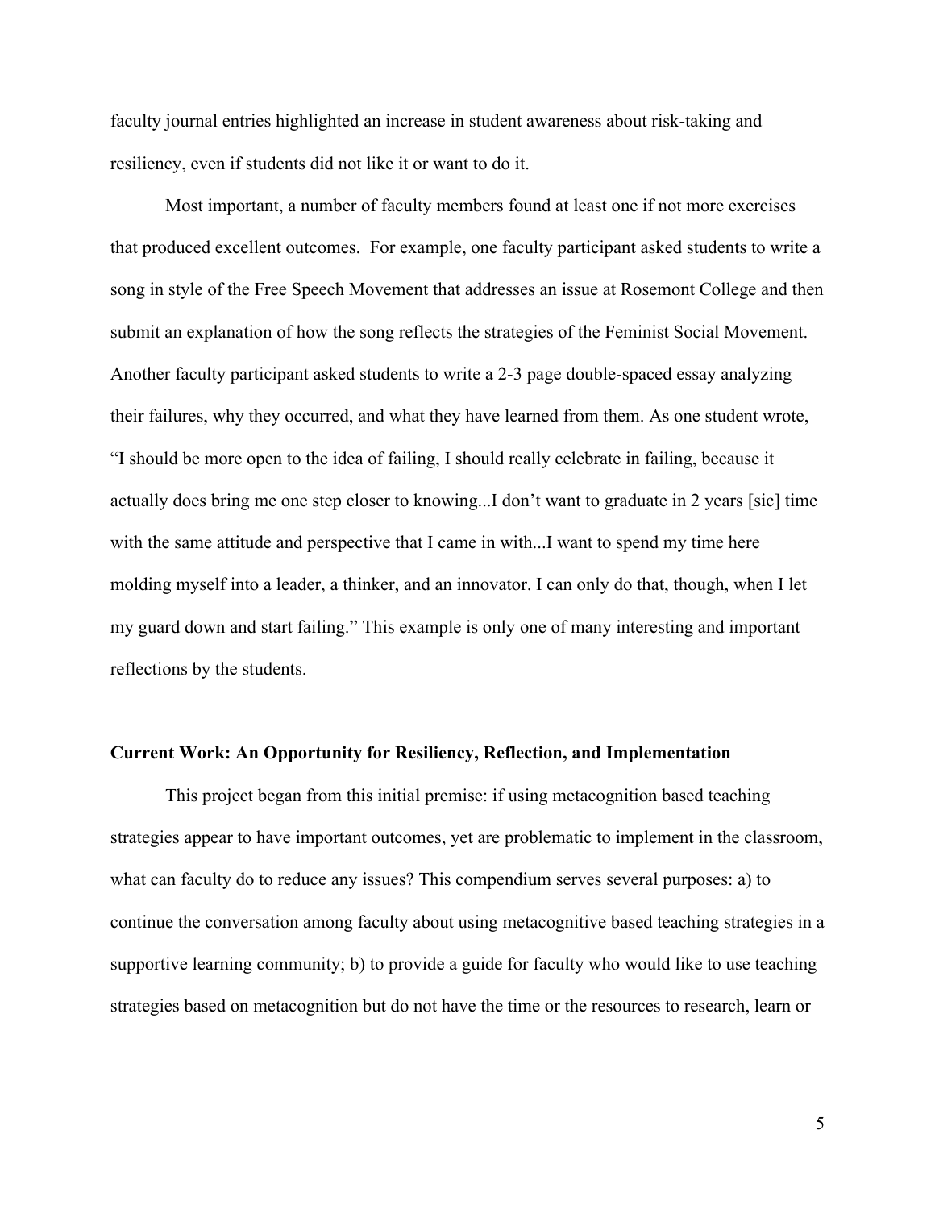faculty journal entries highlighted an increase in student awareness about risk-taking and resiliency, even if students did not like it or want to do it.

Most important, a number of faculty members found at least one if not more exercises that produced excellent outcomes. For example, one faculty participant asked students to write a song in style of the Free Speech Movement that addresses an issue at Rosemont College and then submit an explanation of how the song reflects the strategies of the Feminist Social Movement. Another faculty participant asked students to write a 2-3 page double-spaced essay analyzing their failures, why they occurred, and what they have learned from them. As one student wrote, "I should be more open to the idea of failing, I should really celebrate in failing, because it actually does bring me one step closer to knowing...I don't want to graduate in 2 years [sic] time with the same attitude and perspective that I came in with...I want to spend my time here molding myself into a leader, a thinker, and an innovator. I can only do that, though, when I let my guard down and start failing." This example is only one of many interesting and important reflections by the students.

**Current Work: An Opportunity for Resiliency, Reflection, and Implementation**

This project began from this initial premise: if using metacognition based teaching strategies appear to have important outcomes, yet are problematic to implement in the classroom, what can faculty do to reduce any issues? This compendium serves several purposes: a) to continue the conversation among faculty about using metacognitive based teaching strategies in a supportive learning community; b) to provide a guide for faculty who would like to use teaching strategies based on metacognition but do not have the time or the resources to research, learn or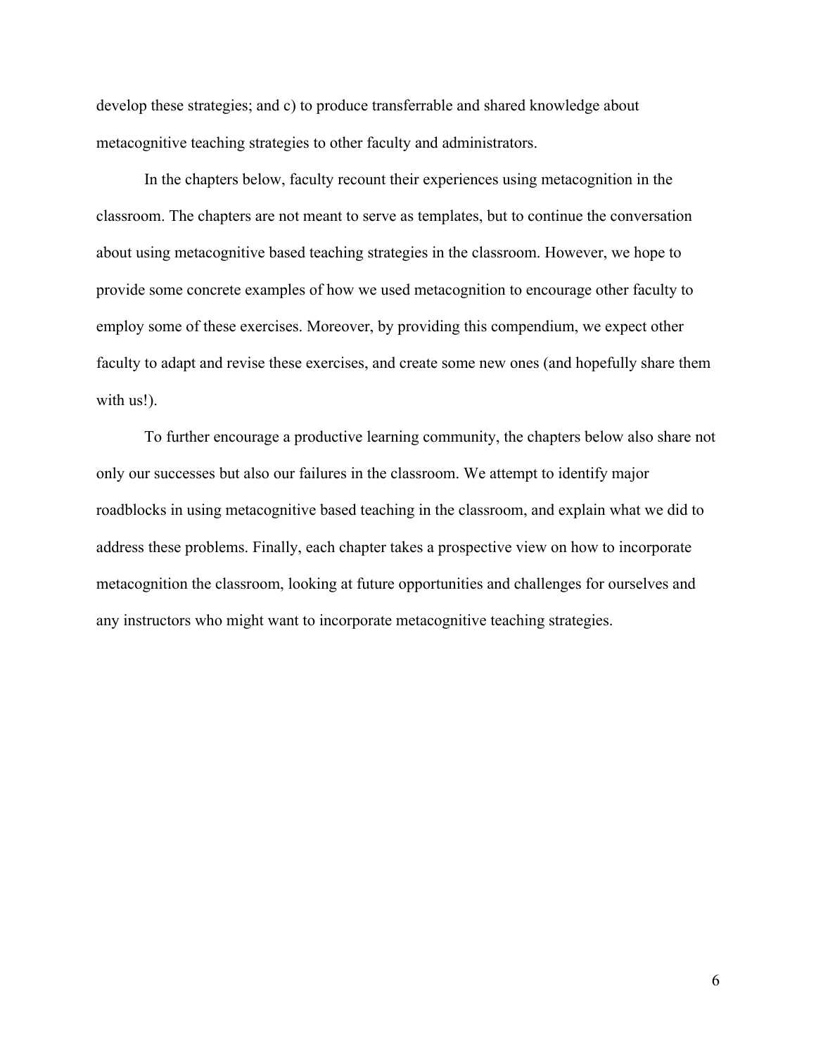develop these strategies; and c) to produce transferrable and shared knowledge about metacognitive teaching strategies to other faculty and administrators.

In the chapters below, faculty recount their experiences using metacognition in the classroom. The chapters are not meant to serve as templates, but to continue the conversation about using metacognitive based teaching strategies in the classroom. However, we hope to provide some concrete examples of how we used metacognition to encourage other faculty to employ some of these exercises. Moreover, by providing this compendium, we expect other faculty to adapt and revise these exercises, and create some new ones (and hopefully share them with us!).

To further encourage a productive learning community, the chapters below also share not only our successes but also our failures in the classroom. We attempt to identify major roadblocks in using metacognitive based teaching in the classroom, and explain what we did to address these problems. Finally, each chapter takes a prospective view on how to incorporate metacognition the classroom, looking at future opportunities and challenges for ourselves and any instructors who might want to incorporate metacognitive teaching strategies.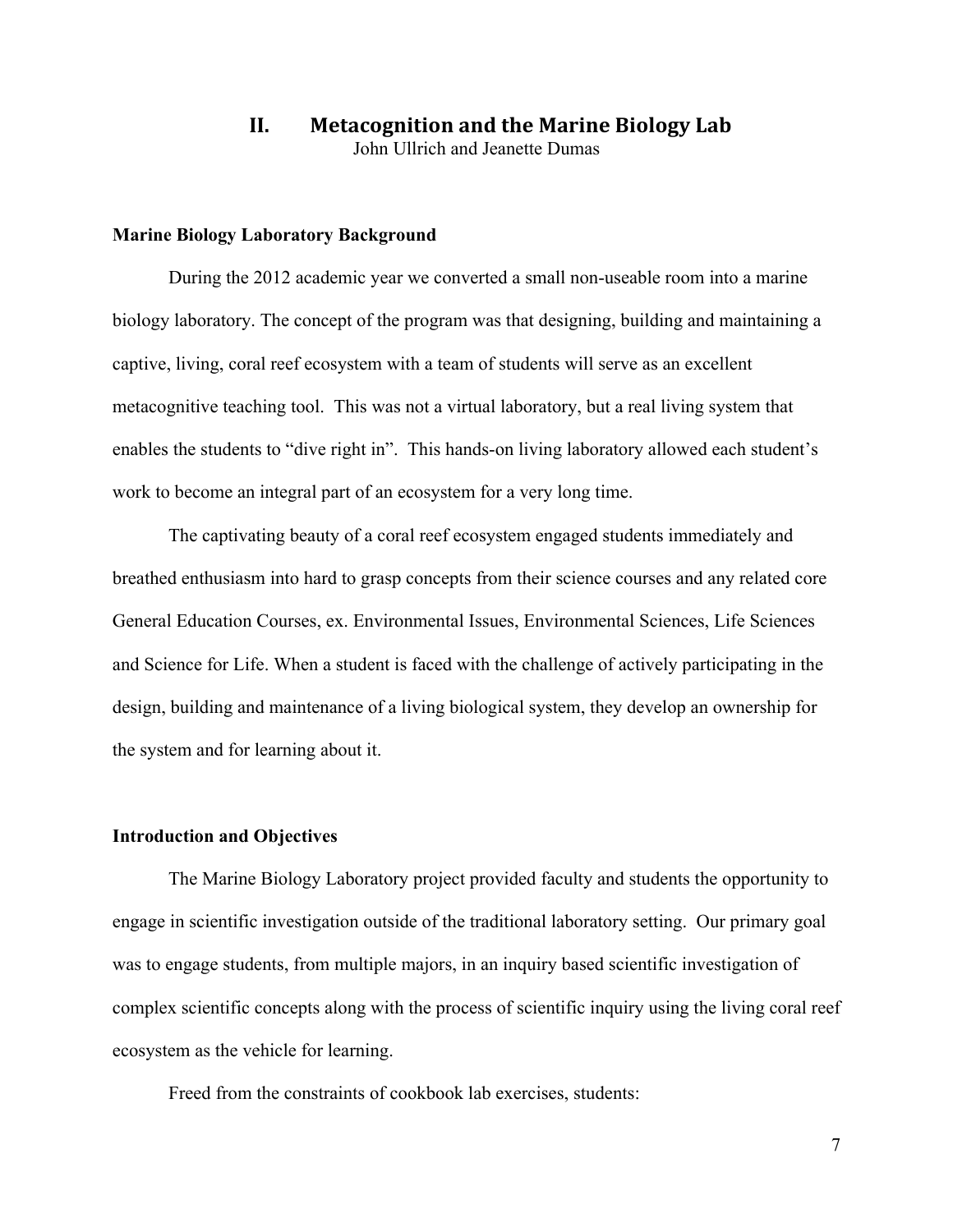# II. Metacognition and the Marine Biology Lab

John Ullrich and Jeanette Dumas

### Marine Biology Laboratory Background

During the 2012 academic year we converted a small non-useable room into a marine biology laboratory. The concept of the program was that designing, building and maintaining a captive, living, coral reef ecosystem with a team of students will serve as an excellent metacognitive teaching tool. This was not a virtual laboratory, but a real living system that enables the students to "dive right in". This hands-on living laboratory allowed each student's work to become an integral part of an ecosystem for a very long time.

The captivating beauty of a coral reef ecosystem engaged students immediately and breathed enthusiasm into hard to grasp concepts from their science courses and any related core General Education Courses, ex. Environmental Issues, Environmental Sciences, Life Sciences and Science for Life. When a student is faced with the challenge of actively participating in the design, building and maintenance of a living biological system, they develop an ownership for the system and for learning about it.

### Introduction and Objectives

The Marine Biology Laboratory project provided faculty and students the opportunity to engage in scientific investigation outside of the traditional laboratory setting. Our primary goal was to engage students, from multiple majors, in an inquiry based scientific investigation of complex scientific concepts along with the process of scientific inquiry using the living coral reef ecosystem as the vehicle for learning.

Freed from the constraints of cookbook lab exercises, students: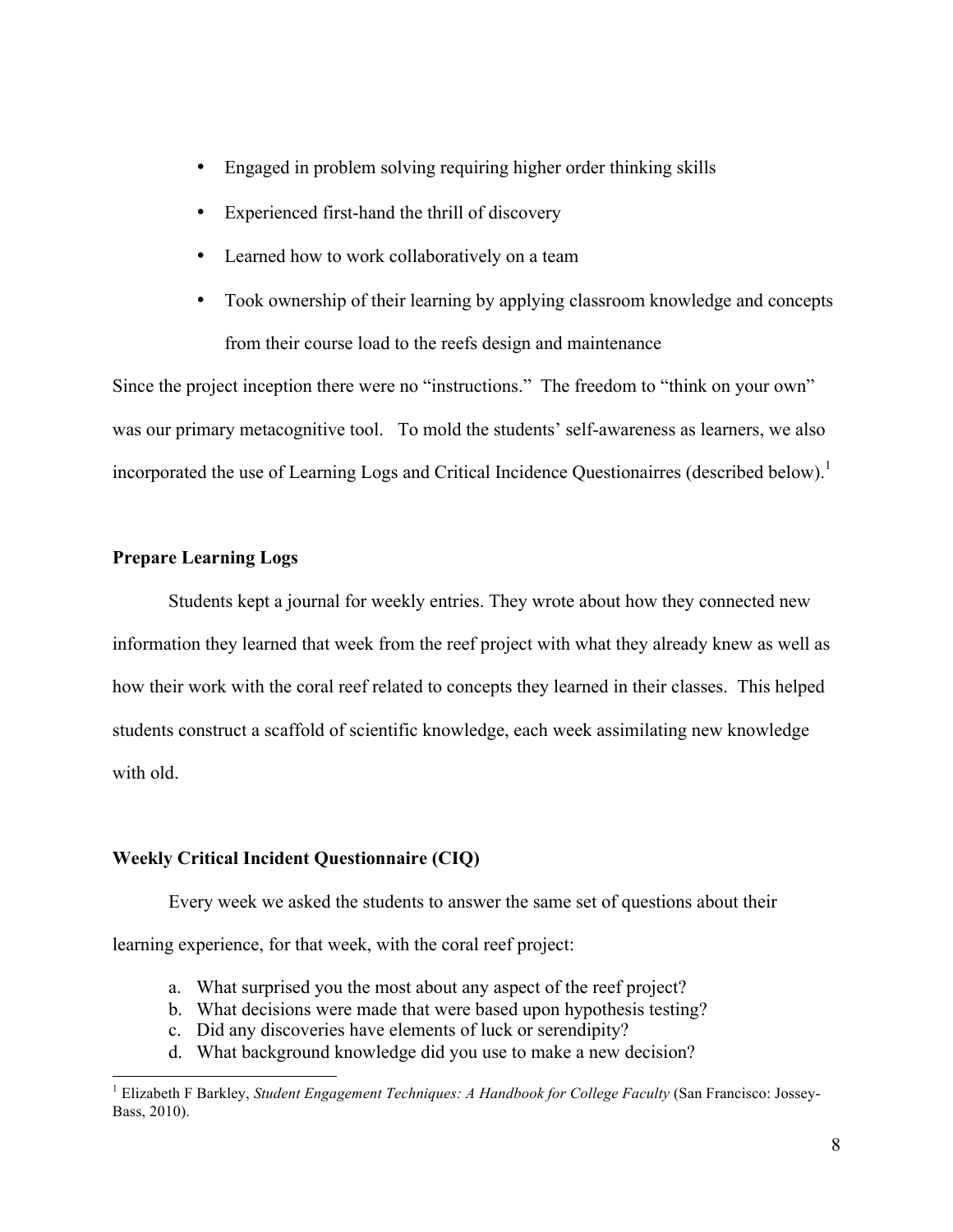- Engaged in problem solving requiring higher order thinking skills
- Experienced first-hand the thrill of discovery
- Learned how to work collaboratively on a team
- Took ownership of their learning by applying classroom knowledge and concepts from their course load to the reefs design and maintenance

Since the project inception there were no "instructions." The freedom to "think on your own" was our primary metacognitive tool. To mold the students' self-awareness as learners, we also incorporated the use of Learning Logs and Critical Incidence Questionairres (described below).[1]

**Prepare Learning Logs**

Students kept a journal for weekly entries. They wrote about how they connected new information they learned that week from the reef project with what they already knew as well as how their work with the coral reef related to concepts they learned in their classes. This helped students construct a scaffold of scientific knowledge, each week assimilating new knowledge with old.

**Weekly Critical Incident Questionnaire (CIQ)**

Every week we asked the students to answer the same set of questions about their learning experience, for that week, with the coral reef project:

a. What surprised you the most about any aspect of the reef project?
b. What decisions were made that were based upon hypothesis testing?
c. Did any discoveries have elements of luck or serendipity?
d. What background knowledge did you use to make a new decision?

[1] Elizabeth F Barkley, *Student Engagement Techniques: A Handbook for College Faculty* (San Francisco: Jossey-Bass, 2010).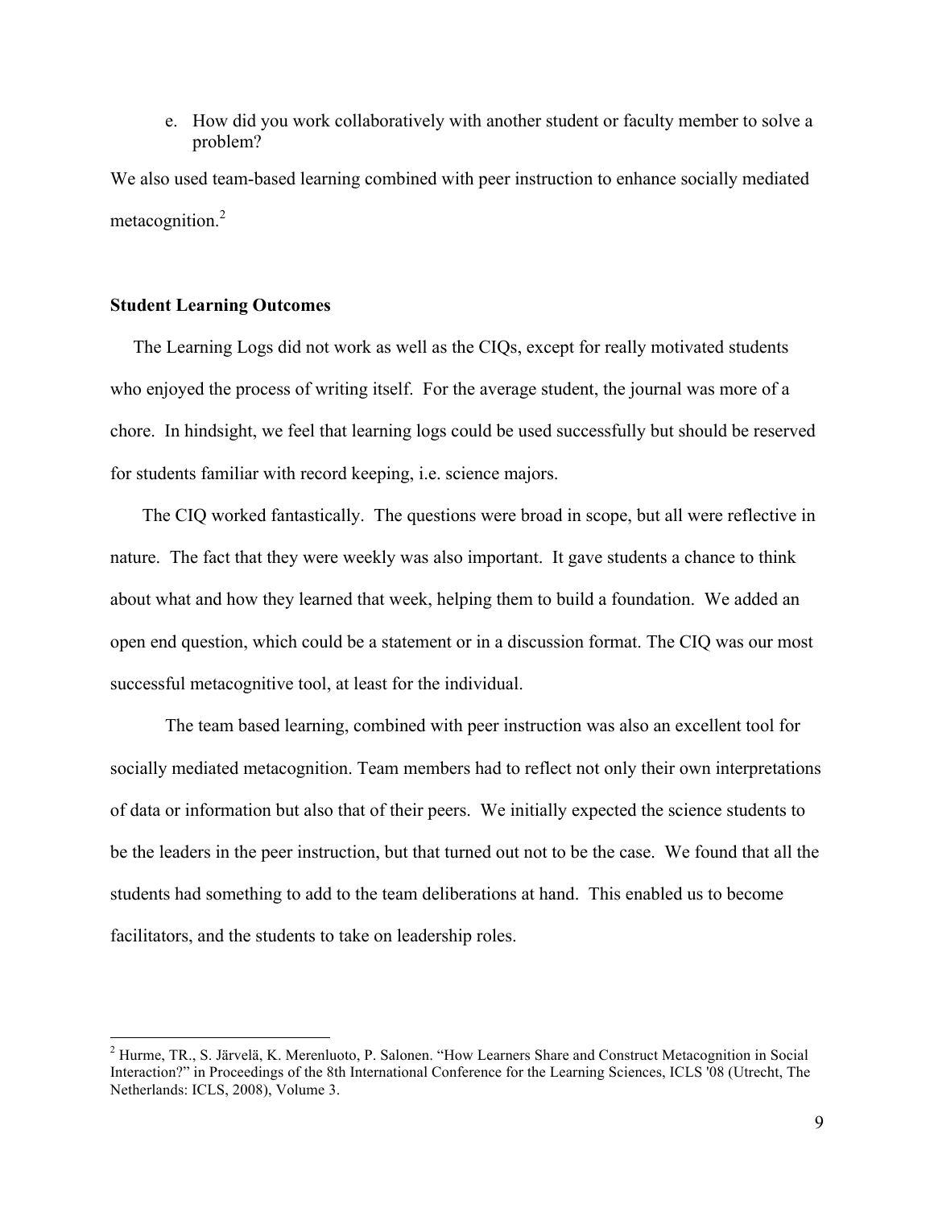e. How did you work collaboratively with another student or faculty member to solve a problem?

We also used team-based learning combined with peer instruction to enhance socially mediated metacognition.[2]

**Student Learning Outcomes**

The Learning Logs did not work as well as the CIQs, except for really motivated students who enjoyed the process of writing itself. For the average student, the journal was more of a chore. In hindsight, we feel that learning logs could be used successfully but should be reserved for students familiar with record keeping, i.e. science majors.

The CIQ worked fantastically. The questions were broad in scope, but all were reflective in nature. The fact that they were weekly was also important. It gave students a chance to think about what and how they learned that week, helping them to build a foundation. We added an open end question, which could be a statement or in a discussion format. The CIQ was our most successful metacognitive tool, at least for the individual.

The team based learning, combined with peer instruction was also an excellent tool for socially mediated metacognition. Team members had to reflect not only their own interpretations of data or information but also that of their peers. We initially expected the science students to be the leaders in the peer instruction, but that turned out not to be the case. We found that all the students had something to add to the team deliberations at hand. This enabled us to become facilitators, and the students to take on leadership roles.

---

[2] Hurme, TR., S. Järvelä, K. Merenluoto, P. Salonen. "How Learners Share and Construct Metacognition in Social Interaction?" in Proceedings of the 8th International Conference for the Learning Sciences, ICLS '08 (Utrecht, The Netherlands: ICLS, 2008), Volume 3.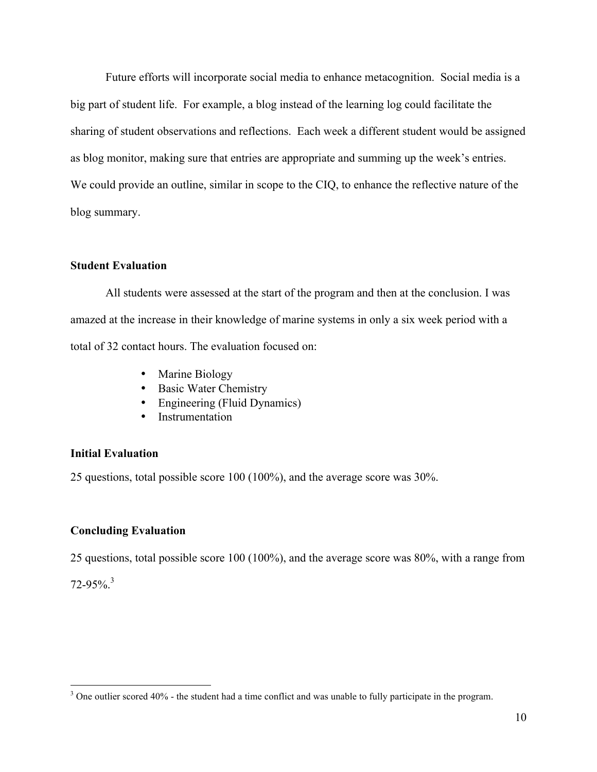Future efforts will incorporate social media to enhance metacognition. Social media is a big part of student life. For example, a blog instead of the learning log could facilitate the sharing of student observations and reflections. Each week a different student would be assigned as blog monitor, making sure that entries are appropriate and summing up the week's entries. We could provide an outline, similar in scope to the CIQ, to enhance the reflective nature of the blog summary.

### Student Evaluation

All students were assessed at the start of the program and then at the conclusion. I was amazed at the increase in their knowledge of marine systems in only a six week period with a total of 32 contact hours. The evaluation focused on:

- Marine Biology
- Basic Water Chemistry
- Engineering (Fluid Dynamics)
- Instrumentation

### Initial Evaluation

25 questions, total possible score 100 (100%), and the average score was 30%.

### Concluding Evaluation

25 questions, total possible score 100 (100%), and the average score was 80%, with a range from 72-95%.[3]

---

[3] One outlier scored 40% - the student had a time conflict and was unable to fully participate in the program.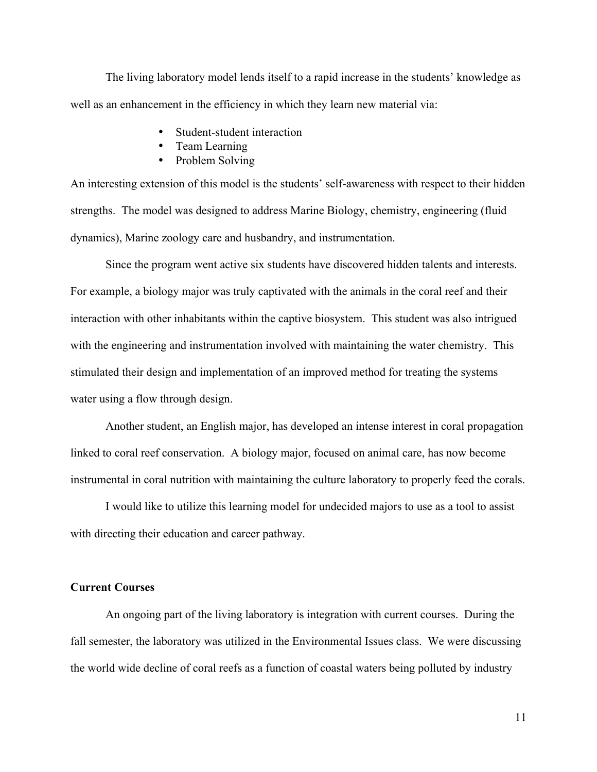The living laboratory model lends itself to a rapid increase in the students' knowledge as well as an enhancement in the efficiency in which they learn new material via:

- Student-student interaction
- Team Learning
- Problem Solving

An interesting extension of this model is the students' self-awareness with respect to their hidden strengths. The model was designed to address Marine Biology, chemistry, engineering (fluid dynamics), Marine zoology care and husbandry, and instrumentation.

Since the program went active six students have discovered hidden talents and interests. For example, a biology major was truly captivated with the animals in the coral reef and their interaction with other inhabitants within the captive biosystem. This student was also intrigued with the engineering and instrumentation involved with maintaining the water chemistry. This stimulated their design and implementation of an improved method for treating the systems water using a flow through design.

Another student, an English major, has developed an intense interest in coral propagation linked to coral reef conservation. A biology major, focused on animal care, has now become instrumental in coral nutrition with maintaining the culture laboratory to properly feed the corals.

I would like to utilize this learning model for undecided majors to use as a tool to assist with directing their education and career pathway.

**Current Courses**

An ongoing part of the living laboratory is integration with current courses. During the fall semester, the laboratory was utilized in the Environmental Issues class. We were discussing the world wide decline of coral reefs as a function of coastal waters being polluted by industry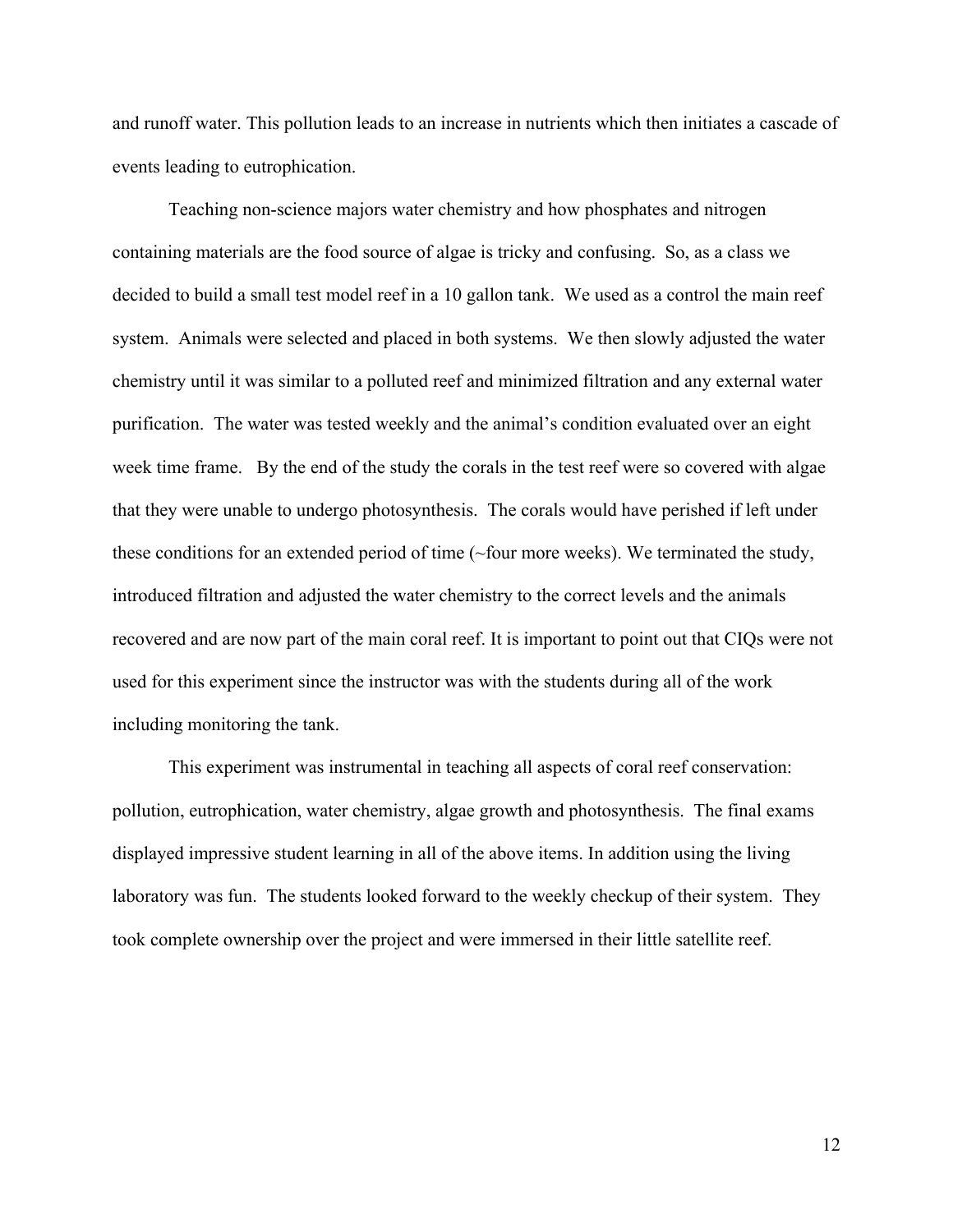and runoff water. This pollution leads to an increase in nutrients which then initiates a cascade of events leading to eutrophication.

Teaching non-science majors water chemistry and how phosphates and nitrogen containing materials are the food source of algae is tricky and confusing. So, as a class we decided to build a small test model reef in a 10 gallon tank. We used as a control the main reef system. Animals were selected and placed in both systems. We then slowly adjusted the water chemistry until it was similar to a polluted reef and minimized filtration and any external water purification. The water was tested weekly and the animal's condition evaluated over an eight week time frame. By the end of the study the corals in the test reef were so covered with algae that they were unable to undergo photosynthesis. The corals would have perished if left under these conditions for an extended period of time (~four more weeks). We terminated the study, introduced filtration and adjusted the water chemistry to the correct levels and the animals recovered and are now part of the main coral reef. It is important to point out that CIQs were not used for this experiment since the instructor was with the students during all of the work including monitoring the tank.

This experiment was instrumental in teaching all aspects of coral reef conservation: pollution, eutrophication, water chemistry, algae growth and photosynthesis. The final exams displayed impressive student learning in all of the above items. In addition using the living laboratory was fun. The students looked forward to the weekly checkup of their system. They took complete ownership over the project and were immersed in their little satellite reef.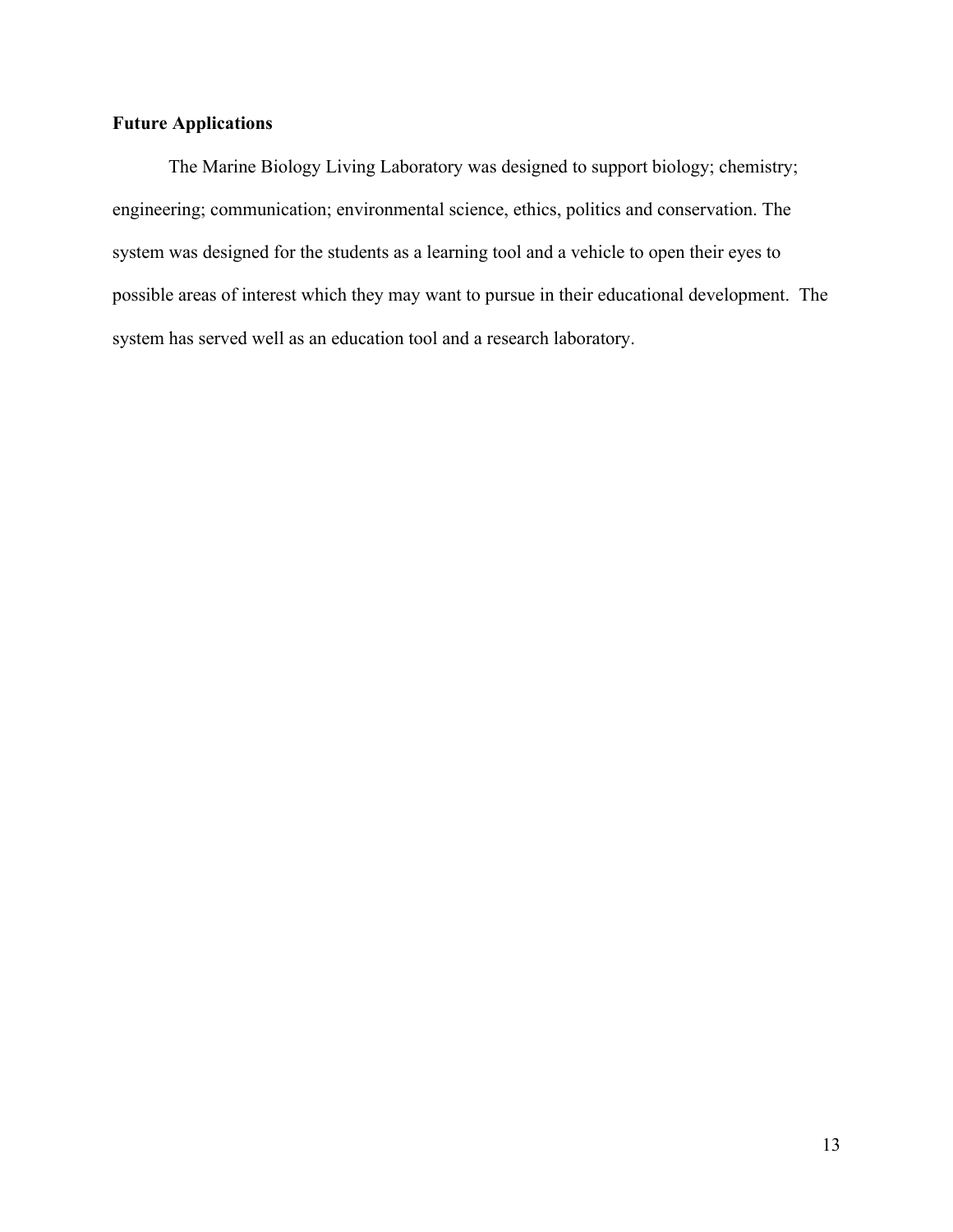## Future Applications

The Marine Biology Living Laboratory was designed to support biology; chemistry; engineering; communication; environmental science, ethics, politics and conservation. The system was designed for the students as a learning tool and a vehicle to open their eyes to possible areas of interest which they may want to pursue in their educational development. The system has served well as an education tool and a research laboratory.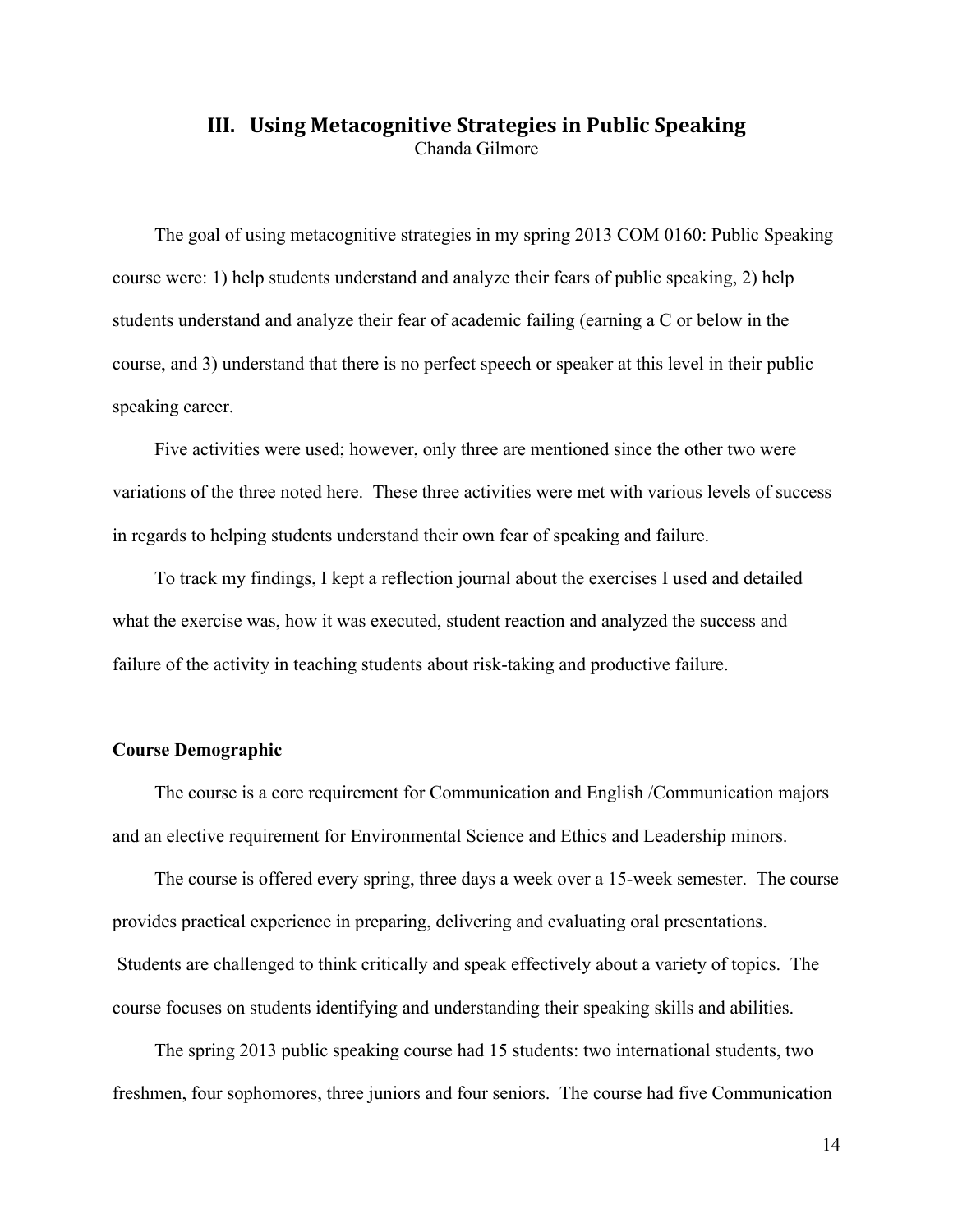## III. Using Metacognitive Strategies in Public Speaking

Chanda Gilmore

The goal of using metacognitive strategies in my spring 2013 COM 0160: Public Speaking course were: 1) help students understand and analyze their fears of public speaking, 2) help students understand and analyze their fear of academic failing (earning a C or below in the course, and 3) understand that there is no perfect speech or speaker at this level in their public speaking career.

Five activities were used; however, only three are mentioned since the other two were variations of the three noted here. These three activities were met with various levels of success in regards to helping students understand their own fear of speaking and failure.

To track my findings, I kept a reflection journal about the exercises I used and detailed what the exercise was, how it was executed, student reaction and analyzed the success and failure of the activity in teaching students about risk-taking and productive failure.

**Course Demographic**

The course is a core requirement for Communication and English /Communication majors and an elective requirement for Environmental Science and Ethics and Leadership minors.

The course is offered every spring, three days a week over a 15-week semester. The course provides practical experience in preparing, delivering and evaluating oral presentations. Students are challenged to think critically and speak effectively about a variety of topics. The course focuses on students identifying and understanding their speaking skills and abilities.

The spring 2013 public speaking course had 15 students: two international students, two freshmen, four sophomores, three juniors and four seniors. The course had five Communication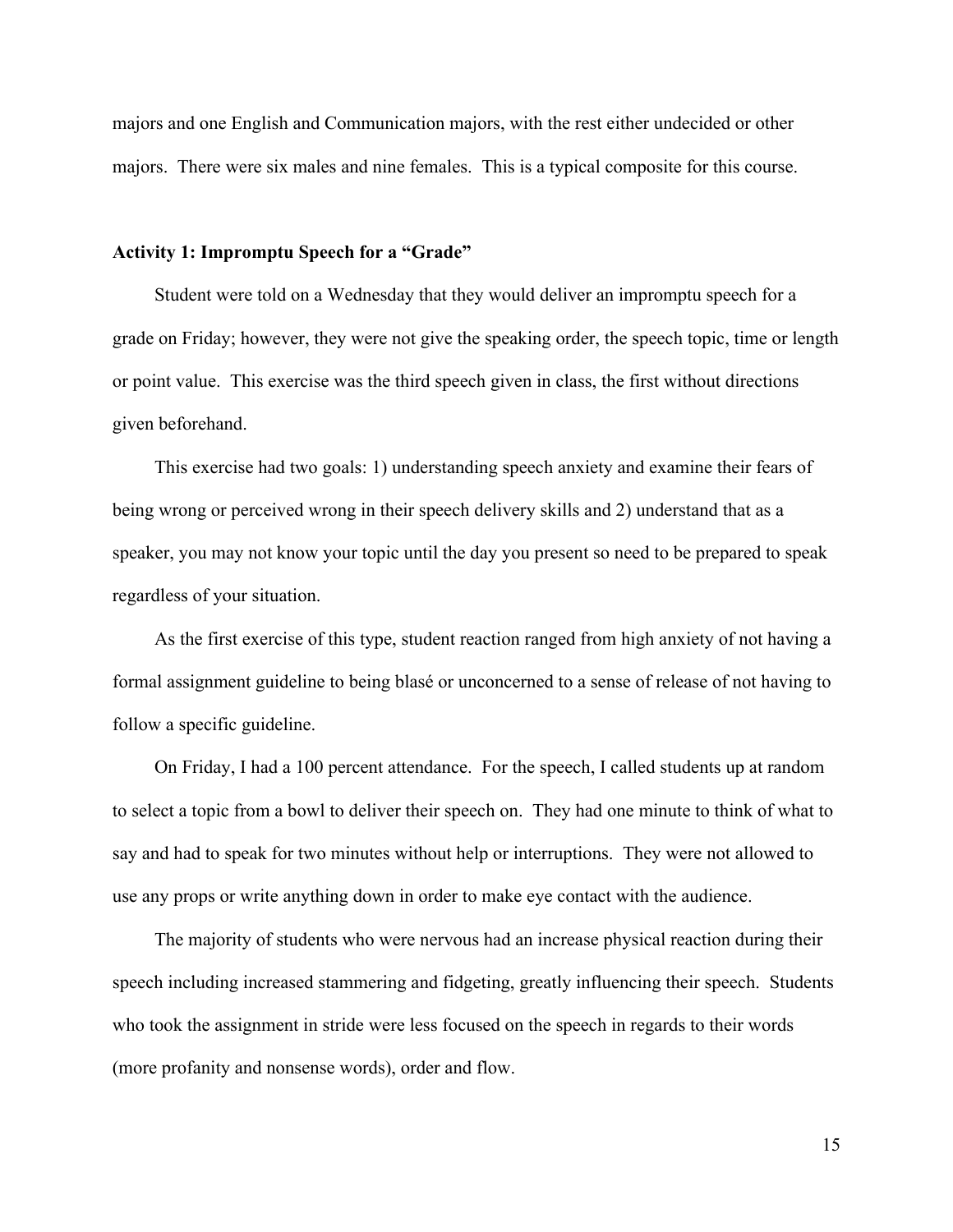majors and one English and Communication majors, with the rest either undecided or other majors. There were six males and nine females. This is a typical composite for this course.

**Activity 1: Impromptu Speech for a "Grade"**

Student were told on a Wednesday that they would deliver an impromptu speech for a grade on Friday; however, they were not give the speaking order, the speech topic, time or length or point value. This exercise was the third speech given in class, the first without directions given beforehand.

This exercise had two goals: 1) understanding speech anxiety and examine their fears of being wrong or perceived wrong in their speech delivery skills and 2) understand that as a speaker, you may not know your topic until the day you present so need to be prepared to speak regardless of your situation.

As the first exercise of this type, student reaction ranged from high anxiety of not having a formal assignment guideline to being blasé or unconcerned to a sense of release of not having to follow a specific guideline.

On Friday, I had a 100 percent attendance. For the speech, I called students up at random to select a topic from a bowl to deliver their speech on. They had one minute to think of what to say and had to speak for two minutes without help or interruptions. They were not allowed to use any props or write anything down in order to make eye contact with the audience.

The majority of students who were nervous had an increase physical reaction during their speech including increased stammering and fidgeting, greatly influencing their speech. Students who took the assignment in stride were less focused on the speech in regards to their words (more profanity and nonsense words), order and flow.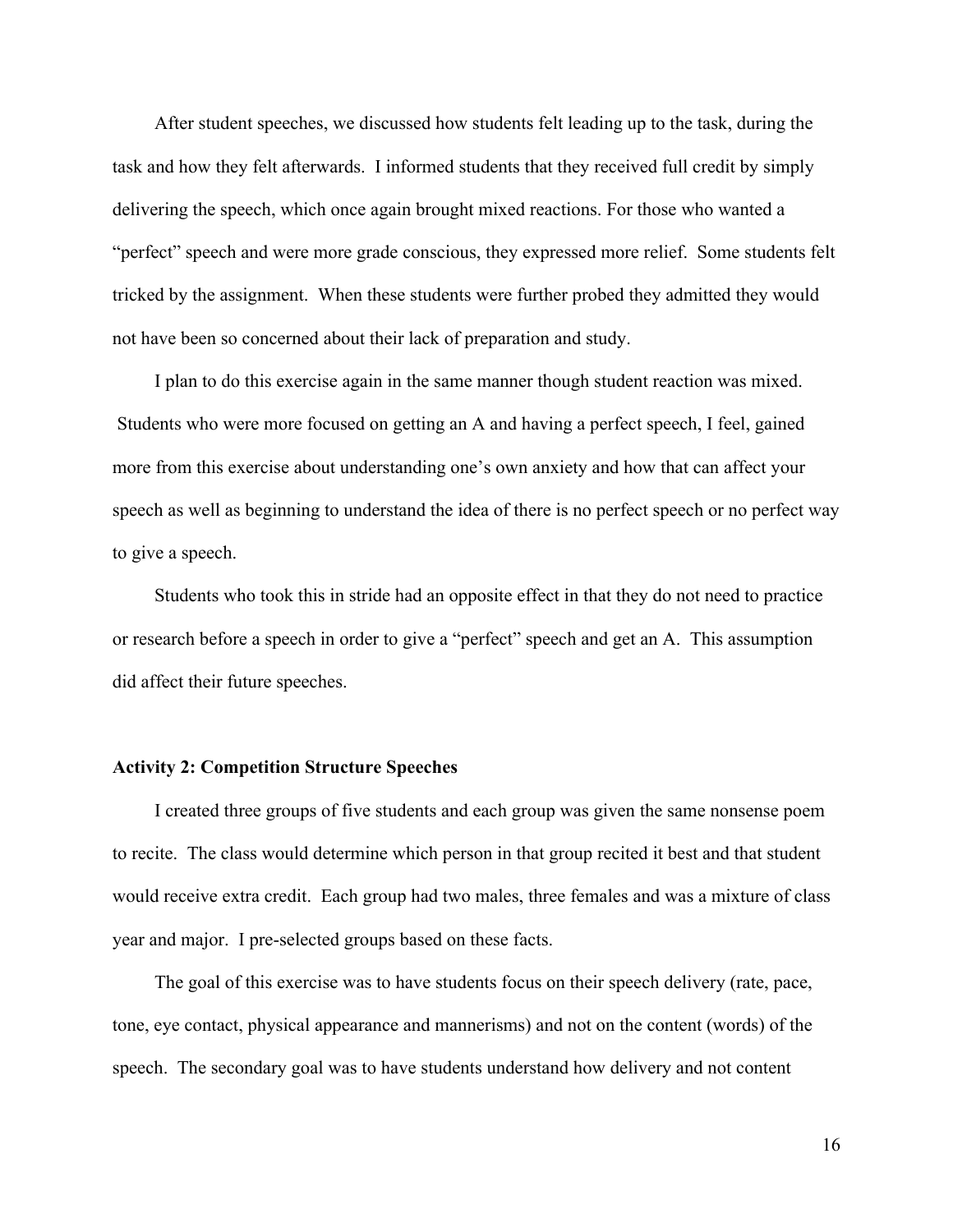After student speeches, we discussed how students felt leading up to the task, during the task and how they felt afterwards. I informed students that they received full credit by simply delivering the speech, which once again brought mixed reactions. For those who wanted a "perfect" speech and were more grade conscious, they expressed more relief. Some students felt tricked by the assignment. When these students were further probed they admitted they would not have been so concerned about their lack of preparation and study.

I plan to do this exercise again in the same manner though student reaction was mixed. Students who were more focused on getting an A and having a perfect speech, I feel, gained more from this exercise about understanding one's own anxiety and how that can affect your speech as well as beginning to understand the idea of there is no perfect speech or no perfect way to give a speech.

Students who took this in stride had an opposite effect in that they do not need to practice or research before a speech in order to give a "perfect" speech and get an A. This assumption did affect their future speeches.

**Activity 2: Competition Structure Speeches**

I created three groups of five students and each group was given the same nonsense poem to recite. The class would determine which person in that group recited it best and that student would receive extra credit. Each group had two males, three females and was a mixture of class year and major. I pre-selected groups based on these facts.

The goal of this exercise was to have students focus on their speech delivery (rate, pace, tone, eye contact, physical appearance and mannerisms) and not on the content (words) of the speech. The secondary goal was to have students understand how delivery and not content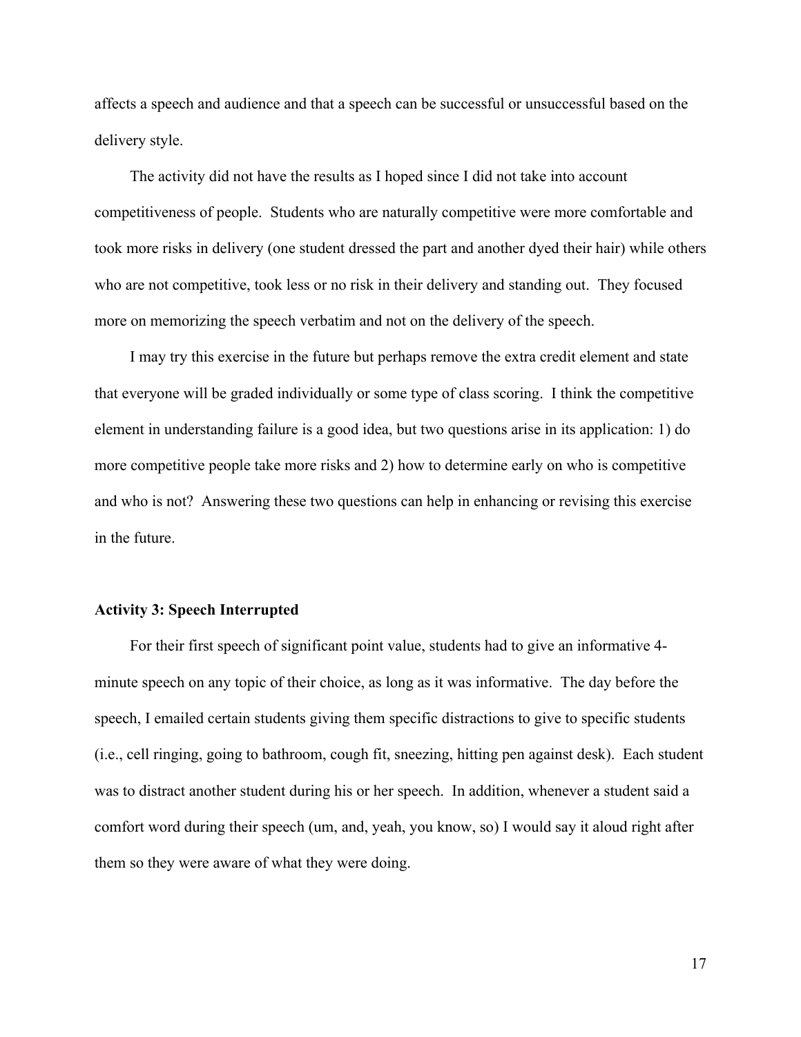affects a speech and audience and that a speech can be successful or unsuccessful based on the delivery style.

The activity did not have the results as I hoped since I did not take into account competitiveness of people. Students who are naturally competitive were more comfortable and took more risks in delivery (one student dressed the part and another dyed their hair) while others who are not competitive, took less or no risk in their delivery and standing out. They focused more on memorizing the speech verbatim and not on the delivery of the speech.

I may try this exercise in the future but perhaps remove the extra credit element and state that everyone will be graded individually or some type of class scoring. I think the competitive element in understanding failure is a good idea, but two questions arise in its application: 1) do more competitive people take more risks and 2) how to determine early on who is competitive and who is not? Answering these two questions can help in enhancing or revising this exercise in the future.

**Activity 3: Speech Interrupted**

For their first speech of significant point value, students had to give an informative 4-minute speech on any topic of their choice, as long as it was informative. The day before the speech, I emailed certain students giving them specific distractions to give to specific students (i.e., cell ringing, going to bathroom, cough fit, sneezing, hitting pen against desk). Each student was to distract another student during his or her speech. In addition, whenever a student said a comfort word during their speech (um, and, yeah, you know, so) I would say it aloud right after them so they were aware of what they were doing.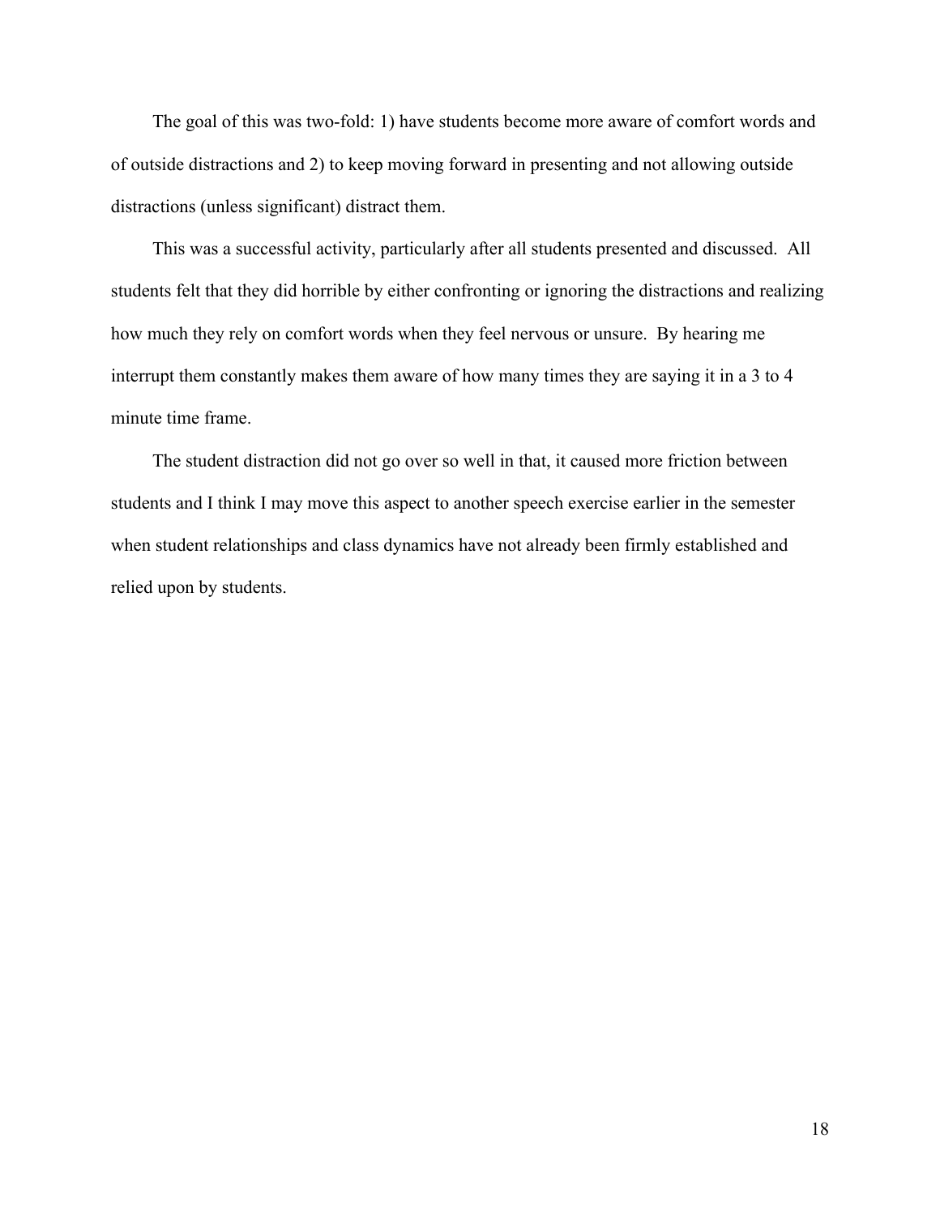The goal of this was two-fold: 1) have students become more aware of comfort words and of outside distractions and 2) to keep moving forward in presenting and not allowing outside distractions (unless significant) distract them.

This was a successful activity, particularly after all students presented and discussed. All students felt that they did horrible by either confronting or ignoring the distractions and realizing how much they rely on comfort words when they feel nervous or unsure. By hearing me interrupt them constantly makes them aware of how many times they are saying it in a 3 to 4 minute time frame.

The student distraction did not go over so well in that, it caused more friction between students and I think I may move this aspect to another speech exercise earlier in the semester when student relationships and class dynamics have not already been firmly established and relied upon by students.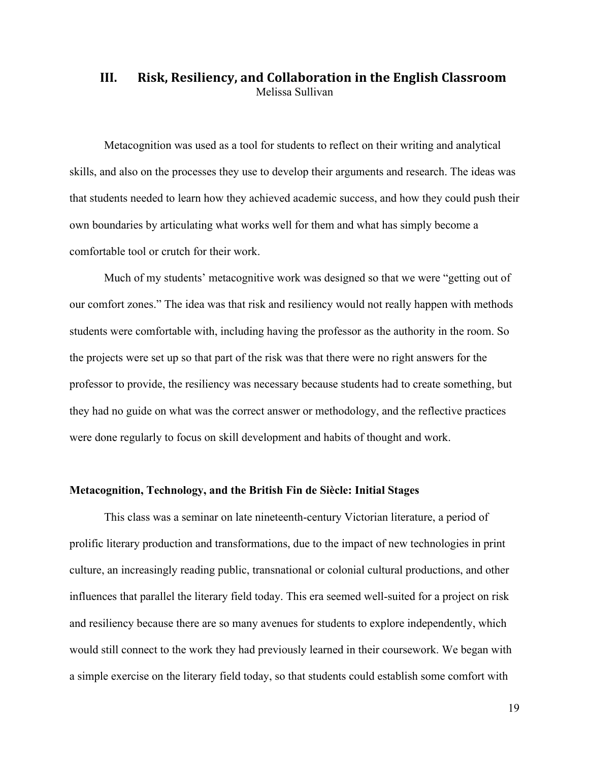## III. Risk, Resiliency, and Collaboration in the English Classroom

Melissa Sullivan

Metacognition was used as a tool for students to reflect on their writing and analytical skills, and also on the processes they use to develop their arguments and research. The ideas was that students needed to learn how they achieved academic success, and how they could push their own boundaries by articulating what works well for them and what has simply become a comfortable tool or crutch for their work.

Much of my students' metacognitive work was designed so that we were "getting out of our comfort zones." The idea was that risk and resiliency would not really happen with methods students were comfortable with, including having the professor as the authority in the room. So the projects were set up so that part of the risk was that there were no right answers for the professor to provide, the resiliency was necessary because students had to create something, but they had no guide on what was the correct answer or methodology, and the reflective practices were done regularly to focus on skill development and habits of thought and work.

### Metacognition, Technology, and the British Fin de Siècle: Initial Stages

This class was a seminar on late nineteenth-century Victorian literature, a period of prolific literary production and transformations, due to the impact of new technologies in print culture, an increasingly reading public, transnational or colonial cultural productions, and other influences that parallel the literary field today. This era seemed well-suited for a project on risk and resiliency because there are so many avenues for students to explore independently, which would still connect to the work they had previously learned in their coursework. We began with a simple exercise on the literary field today, so that students could establish some comfort with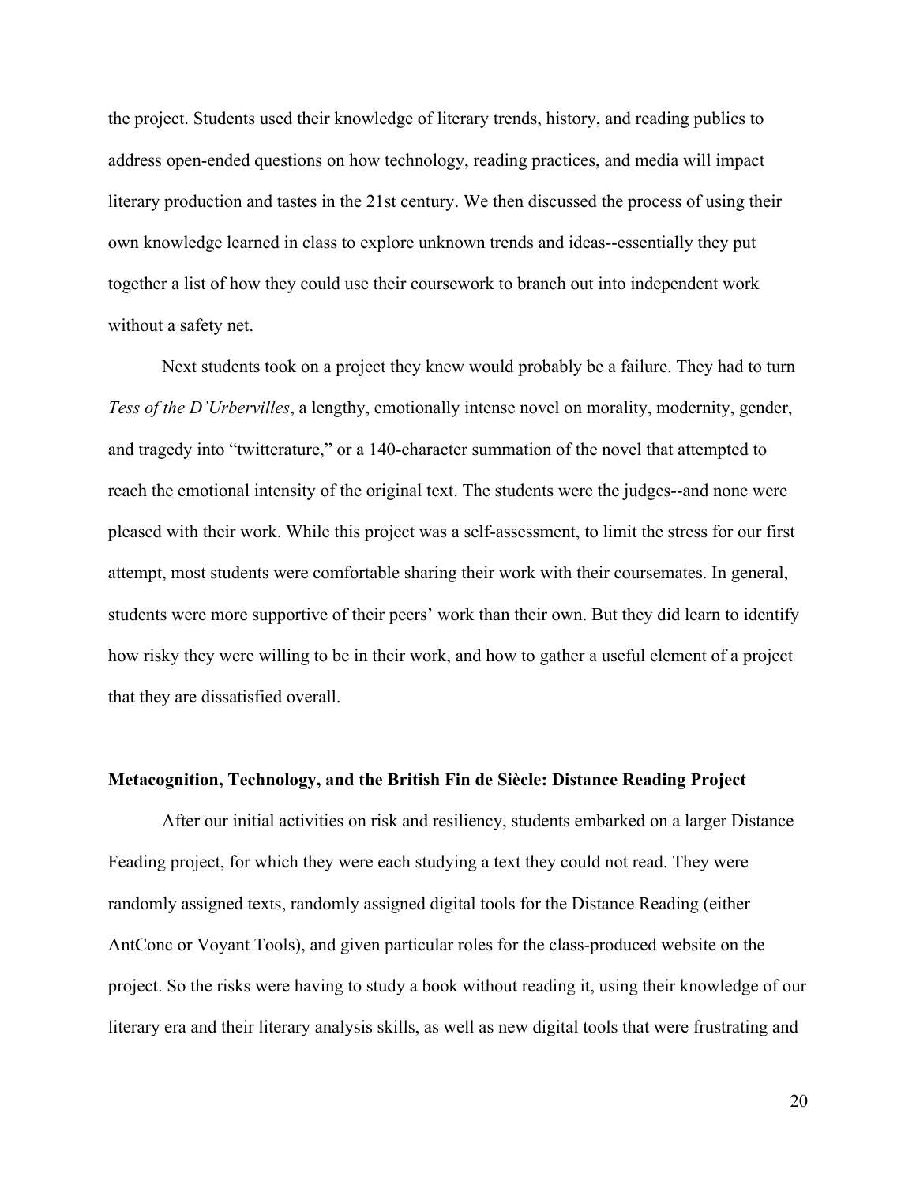the project. Students used their knowledge of literary trends, history, and reading publics to address open-ended questions on how technology, reading practices, and media will impact literary production and tastes in the 21st century. We then discussed the process of using their own knowledge learned in class to explore unknown trends and ideas--essentially they put together a list of how they could use their coursework to branch out into independent work without a safety net.

Next students took on a project they knew would probably be a failure. They had to turn *Tess of the D'Urbervilles*, a lengthy, emotionally intense novel on morality, modernity, gender, and tragedy into "twitterature," or a 140-character summation of the novel that attempted to reach the emotional intensity of the original text. The students were the judges--and none were pleased with their work. While this project was a self-assessment, to limit the stress for our first attempt, most students were comfortable sharing their work with their coursemates. In general, students were more supportive of their peers' work than their own. But they did learn to identify how risky they were willing to be in their work, and how to gather a useful element of a project that they are dissatisfied overall.

### Metacognition, Technology, and the British Fin de Siècle: Distance Reading Project

After our initial activities on risk and resiliency, students embarked on a larger Distance Feading project, for which they were each studying a text they could not read. They were randomly assigned texts, randomly assigned digital tools for the Distance Reading (either AntConc or Voyant Tools), and given particular roles for the class-produced website on the project. So the risks were having to study a book without reading it, using their knowledge of our literary era and their literary analysis skills, as well as new digital tools that were frustrating and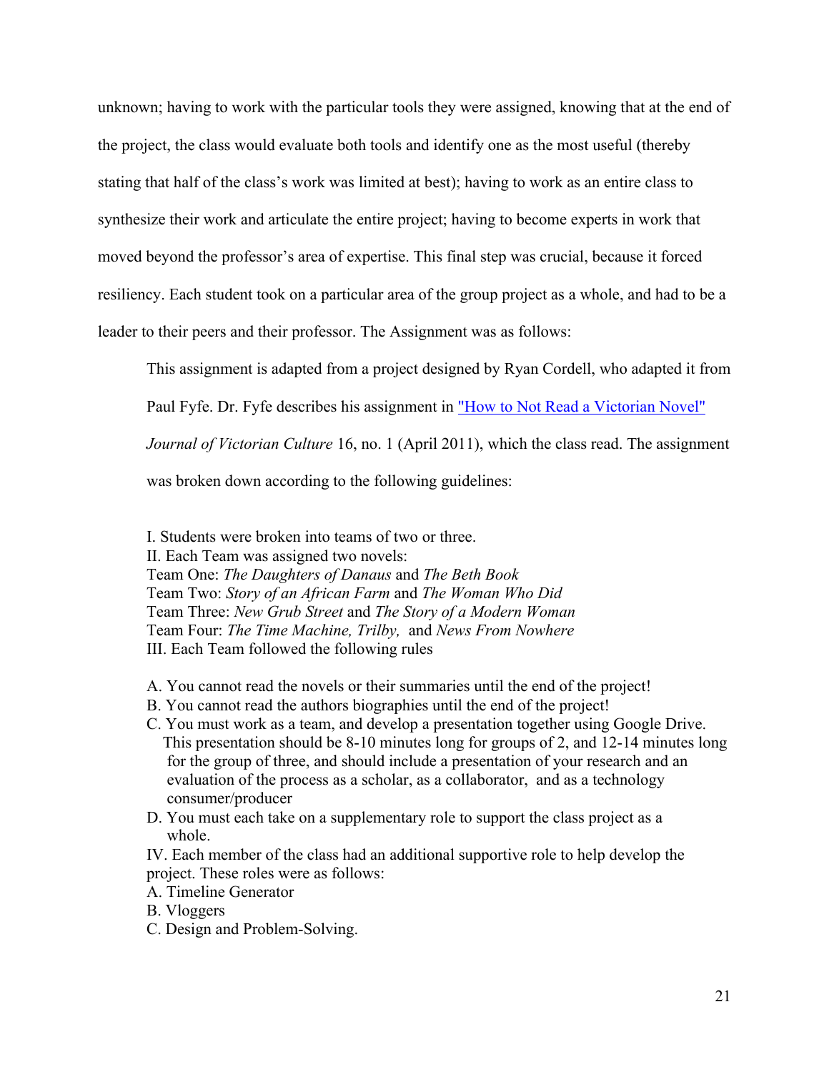unknown; having to work with the particular tools they were assigned, knowing that at the end of the project, the class would evaluate both tools and identify one as the most useful (thereby stating that half of the class's work was limited at best); having to work as an entire class to synthesize their work and articulate the entire project; having to become experts in work that moved beyond the professor's area of expertise. This final step was crucial, because it forced resiliency. Each student took on a particular area of the group project as a whole, and had to be a leader to their peers and their professor. The Assignment was as follows:

> This assignment is adapted from a project designed by Ryan Cordell, who adapted it from Paul Fyfe. Dr. Fyfe describes his assignment in "How to Not Read a Victorian Novel" *Journal of Victorian Culture* 16, no. 1 (April 2011), which the class read. The assignment was broken down according to the following guidelines:
>
> I. Students were broken into teams of two or three.
> II. Each Team was assigned two novels:
> Team One: *The Daughters of Danaus* and *The Beth Book*
> Team Two: *Story of an African Farm* and *The Woman Who Did*
> Team Three: *New Grub Street* and *The Story of a Modern Woman*
> Team Four: *The Time Machine, Trilby,* and *News From Nowhere*
> III. Each Team followed the following rules
>
> A. You cannot read the novels or their summaries until the end of the project!
> B. You cannot read the authors biographies until the end of the project!
> C. You must work as a team, and develop a presentation together using Google Drive. This presentation should be 8-10 minutes long for groups of 2, and 12-14 minutes long for the group of three, and should include a presentation of your research and an evaluation of the process as a scholar, as a collaborator, and as a technology consumer/producer
> D. You must each take on a supplementary role to support the class project as a whole.
>
> IV. Each member of the class had an additional supportive role to help develop the project. These roles were as follows:
> A. Timeline Generator
> B. Vloggers
> C. Design and Problem-Solving.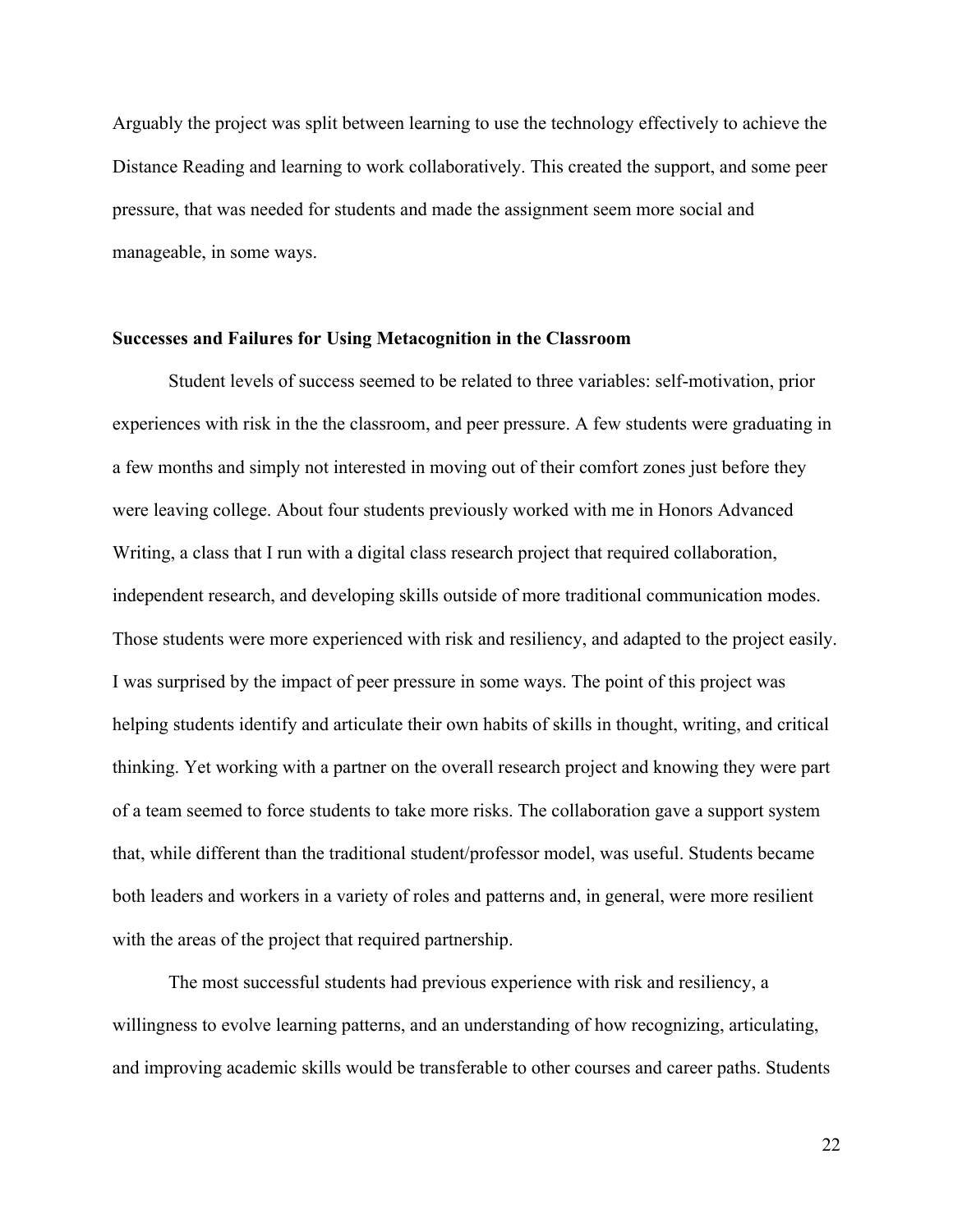Arguably the project was split between learning to use the technology effectively to achieve the Distance Reading and learning to work collaboratively. This created the support, and some peer pressure, that was needed for students and made the assignment seem more social and manageable, in some ways.

### Successes and Failures for Using Metacognition in the Classroom

Student levels of success seemed to be related to three variables: self-motivation, prior experiences with risk in the the classroom, and peer pressure. A few students were graduating in a few months and simply not interested in moving out of their comfort zones just before they were leaving college. About four students previously worked with me in Honors Advanced Writing, a class that I run with a digital class research project that required collaboration, independent research, and developing skills outside of more traditional communication modes. Those students were more experienced with risk and resiliency, and adapted to the project easily. I was surprised by the impact of peer pressure in some ways. The point of this project was helping students identify and articulate their own habits of skills in thought, writing, and critical thinking. Yet working with a partner on the overall research project and knowing they were part of a team seemed to force students to take more risks. The collaboration gave a support system that, while different than the traditional student/professor model, was useful. Students became both leaders and workers in a variety of roles and patterns and, in general, were more resilient with the areas of the project that required partnership.

The most successful students had previous experience with risk and resiliency, a willingness to evolve learning patterns, and an understanding of how recognizing, articulating, and improving academic skills would be transferable to other courses and career paths. Students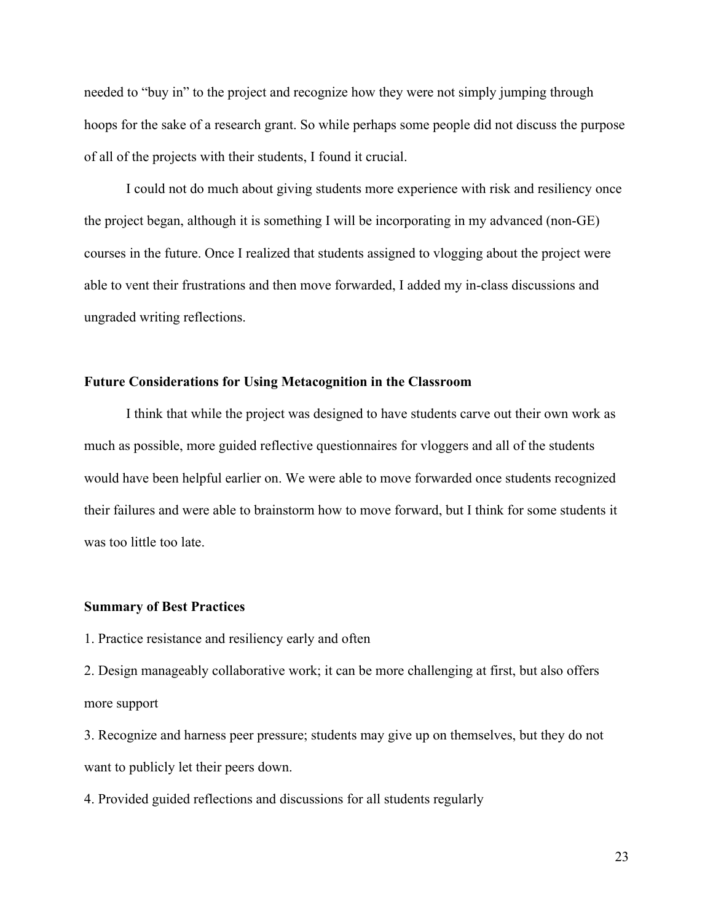needed to "buy in" to the project and recognize how they were not simply jumping through hoops for the sake of a research grant. So while perhaps some people did not discuss the purpose of all of the projects with their students, I found it crucial.

I could not do much about giving students more experience with risk and resiliency once the project began, although it is something I will be incorporating in my advanced (non-GE) courses in the future. Once I realized that students assigned to vlogging about the project were able to vent their frustrations and then move forwarded, I added my in-class discussions and ungraded writing reflections.

### Future Considerations for Using Metacognition in the Classroom

I think that while the project was designed to have students carve out their own work as much as possible, more guided reflective questionnaires for vloggers and all of the students would have been helpful earlier on. We were able to move forwarded once students recognized their failures and were able to brainstorm how to move forward, but I think for some students it was too little too late.

### Summary of Best Practices

1. Practice resistance and resiliency early and often
2. Design manageably collaborative work; it can be more challenging at first, but also offers more support
3. Recognize and harness peer pressure; students may give up on themselves, but they do not want to publicly let their peers down.
4. Provided guided reflections and discussions for all students regularly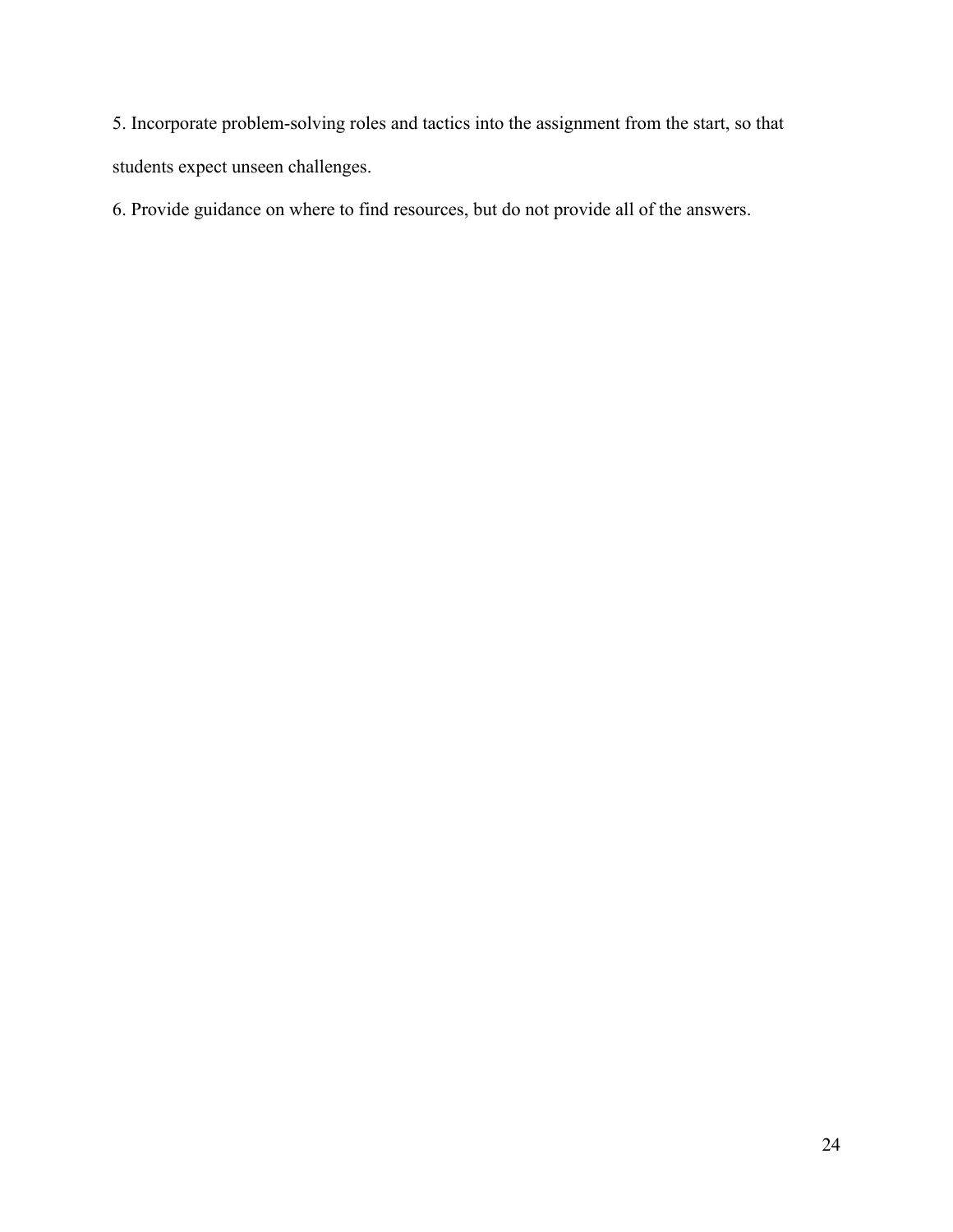5. Incorporate problem-solving roles and tactics into the assignment from the start, so that students expect unseen challenges.

6. Provide guidance on where to find resources, but do not provide all of the answers.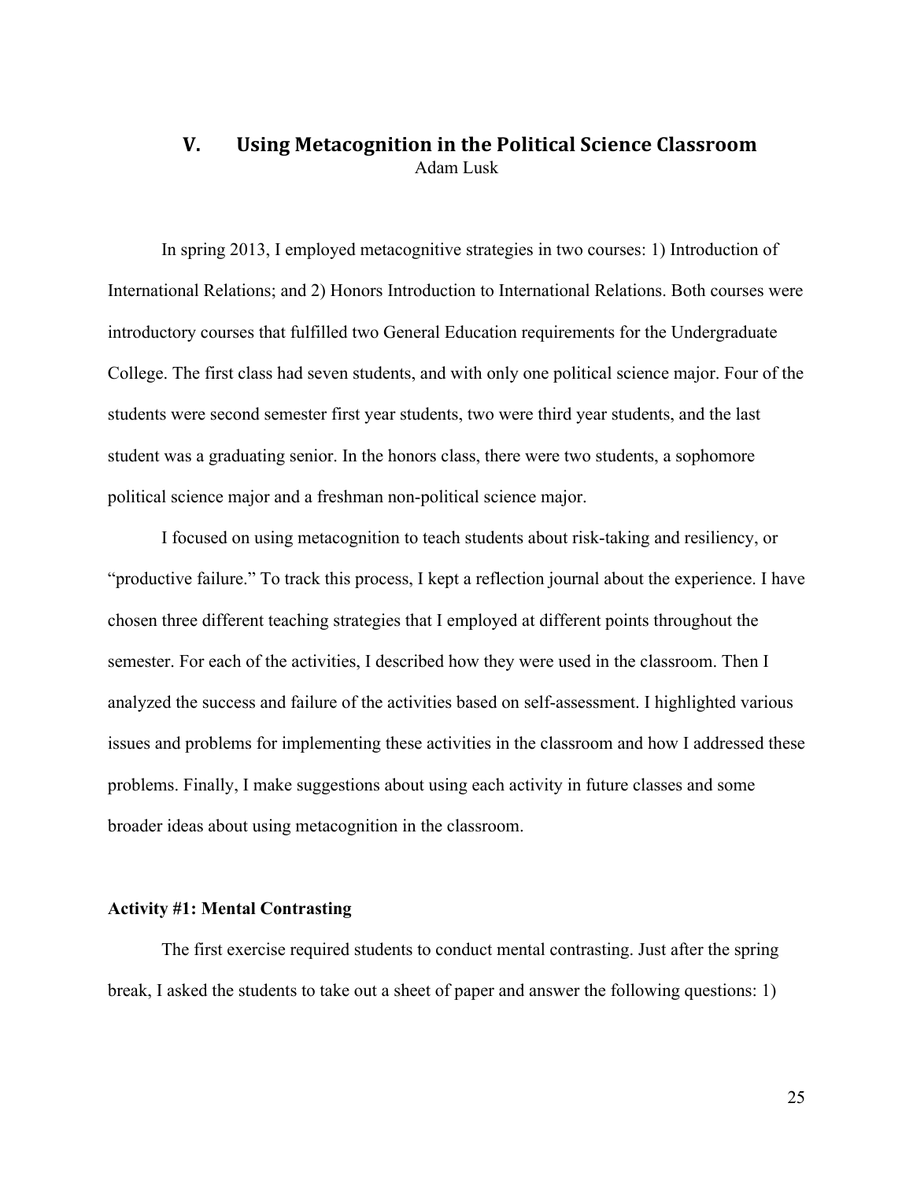## V. Using Metacognition in the Political Science Classroom

Adam Lusk

In spring 2013, I employed metacognitive strategies in two courses: 1) Introduction of International Relations; and 2) Honors Introduction to International Relations. Both courses were introductory courses that fulfilled two General Education requirements for the Undergraduate College. The first class had seven students, and with only one political science major. Four of the students were second semester first year students, two were third year students, and the last student was a graduating senior. In the honors class, there were two students, a sophomore political science major and a freshman non-political science major.

I focused on using metacognition to teach students about risk-taking and resiliency, or "productive failure." To track this process, I kept a reflection journal about the experience. I have chosen three different teaching strategies that I employed at different points throughout the semester. For each of the activities, I described how they were used in the classroom. Then I analyzed the success and failure of the activities based on self-assessment. I highlighted various issues and problems for implementing these activities in the classroom and how I addressed these problems. Finally, I make suggestions about using each activity in future classes and some broader ideas about using metacognition in the classroom.

**Activity #1: Mental Contrasting**

The first exercise required students to conduct mental contrasting. Just after the spring break, I asked the students to take out a sheet of paper and answer the following questions: 1)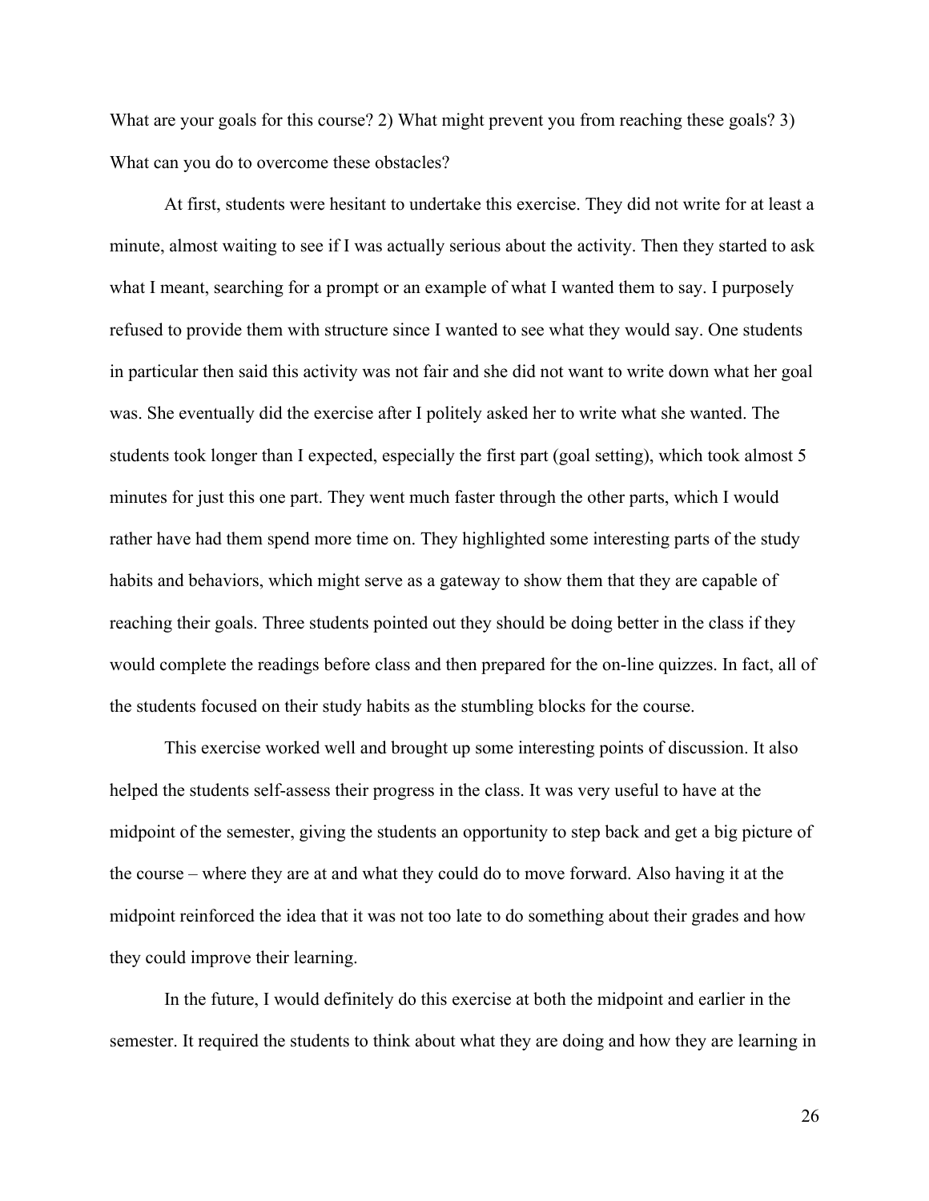What are your goals for this course? 2) What might prevent you from reaching these goals? 3) What can you do to overcome these obstacles?

At first, students were hesitant to undertake this exercise. They did not write for at least a minute, almost waiting to see if I was actually serious about the activity. Then they started to ask what I meant, searching for a prompt or an example of what I wanted them to say. I purposely refused to provide them with structure since I wanted to see what they would say. One students in particular then said this activity was not fair and she did not want to write down what her goal was. She eventually did the exercise after I politely asked her to write what she wanted. The students took longer than I expected, especially the first part (goal setting), which took almost 5 minutes for just this one part. They went much faster through the other parts, which I would rather have had them spend more time on. They highlighted some interesting parts of the study habits and behaviors, which might serve as a gateway to show them that they are capable of reaching their goals. Three students pointed out they should be doing better in the class if they would complete the readings before class and then prepared for the on-line quizzes. In fact, all of the students focused on their study habits as the stumbling blocks for the course.

This exercise worked well and brought up some interesting points of discussion. It also helped the students self-assess their progress in the class. It was very useful to have at the midpoint of the semester, giving the students an opportunity to step back and get a big picture of the course – where they are at and what they could do to move forward. Also having it at the midpoint reinforced the idea that it was not too late to do something about their grades and how they could improve their learning.

In the future, I would definitely do this exercise at both the midpoint and earlier in the semester. It required the students to think about what they are doing and how they are learning in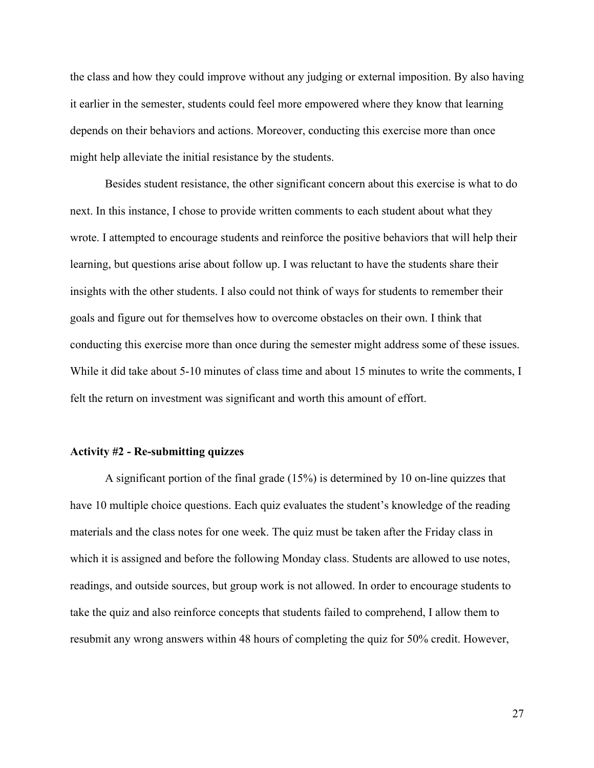the class and how they could improve without any judging or external imposition. By also having it earlier in the semester, students could feel more empowered where they know that learning depends on their behaviors and actions. Moreover, conducting this exercise more than once might help alleviate the initial resistance by the students.

Besides student resistance, the other significant concern about this exercise is what to do next. In this instance, I chose to provide written comments to each student about what they wrote. I attempted to encourage students and reinforce the positive behaviors that will help their learning, but questions arise about follow up. I was reluctant to have the students share their insights with the other students. I also could not think of ways for students to remember their goals and figure out for themselves how to overcome obstacles on their own. I think that conducting this exercise more than once during the semester might address some of these issues. While it did take about 5-10 minutes of class time and about 15 minutes to write the comments, I felt the return on investment was significant and worth this amount of effort.

**Activity #2 - Re-submitting quizzes**

A significant portion of the final grade (15%) is determined by 10 on-line quizzes that have 10 multiple choice questions. Each quiz evaluates the student's knowledge of the reading materials and the class notes for one week. The quiz must be taken after the Friday class in which it is assigned and before the following Monday class. Students are allowed to use notes, readings, and outside sources, but group work is not allowed. In order to encourage students to take the quiz and also reinforce concepts that students failed to comprehend, I allow them to resubmit any wrong answers within 48 hours of completing the quiz for 50% credit. However,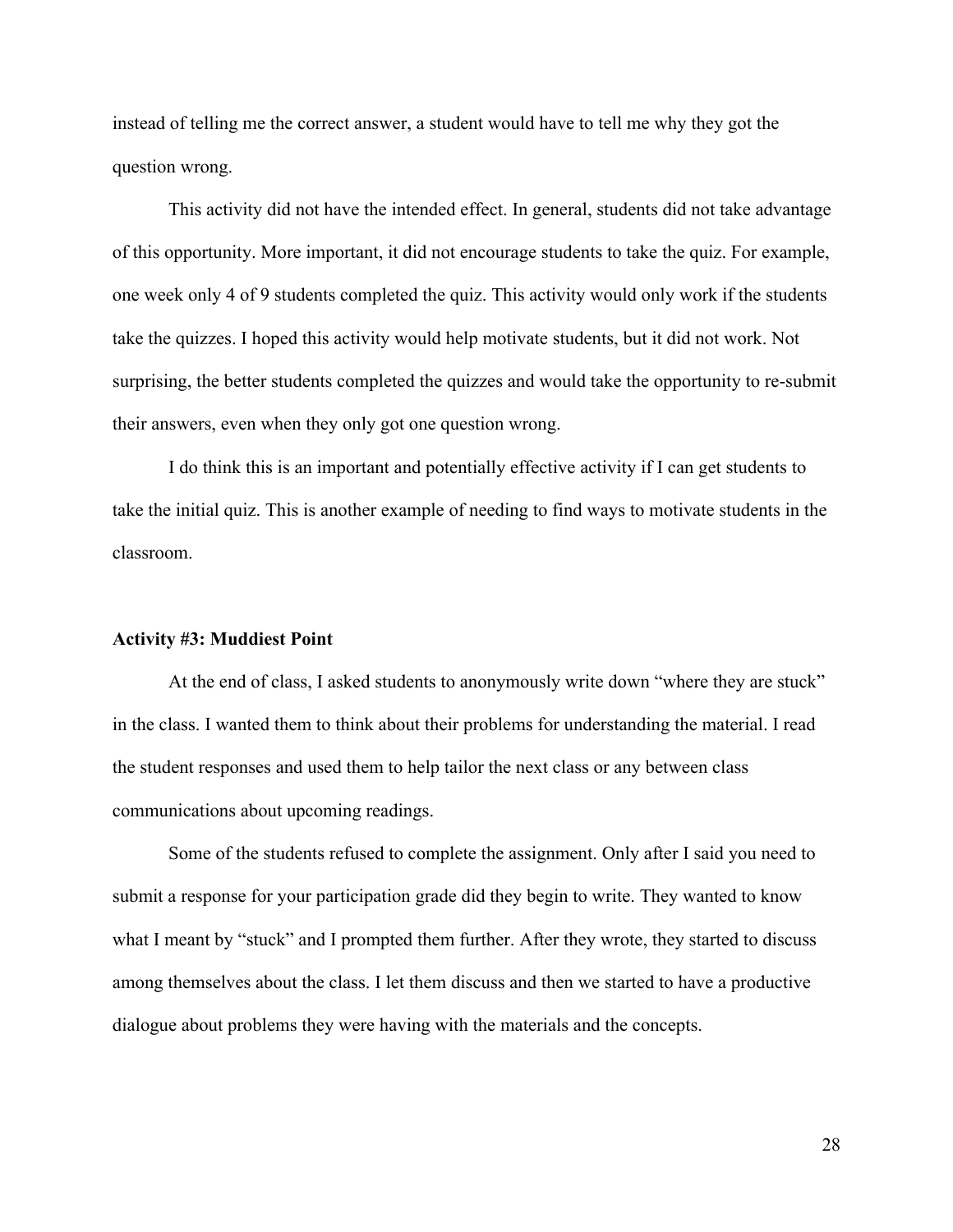instead of telling me the correct answer, a student would have to tell me why they got the question wrong.

This activity did not have the intended effect. In general, students did not take advantage of this opportunity. More important, it did not encourage students to take the quiz. For example, one week only 4 of 9 students completed the quiz. This activity would only work if the students take the quizzes. I hoped this activity would help motivate students, but it did not work. Not surprising, the better students completed the quizzes and would take the opportunity to re-submit their answers, even when they only got one question wrong.

I do think this is an important and potentially effective activity if I can get students to take the initial quiz. This is another example of needing to find ways to motivate students in the classroom.

**Activity #3: Muddiest Point**

At the end of class, I asked students to anonymously write down "where they are stuck" in the class. I wanted them to think about their problems for understanding the material. I read the student responses and used them to help tailor the next class or any between class communications about upcoming readings.

Some of the students refused to complete the assignment. Only after I said you need to submit a response for your participation grade did they begin to write. They wanted to know what I meant by "stuck" and I prompted them further. After they wrote, they started to discuss among themselves about the class. I let them discuss and then we started to have a productive dialogue about problems they were having with the materials and the concepts.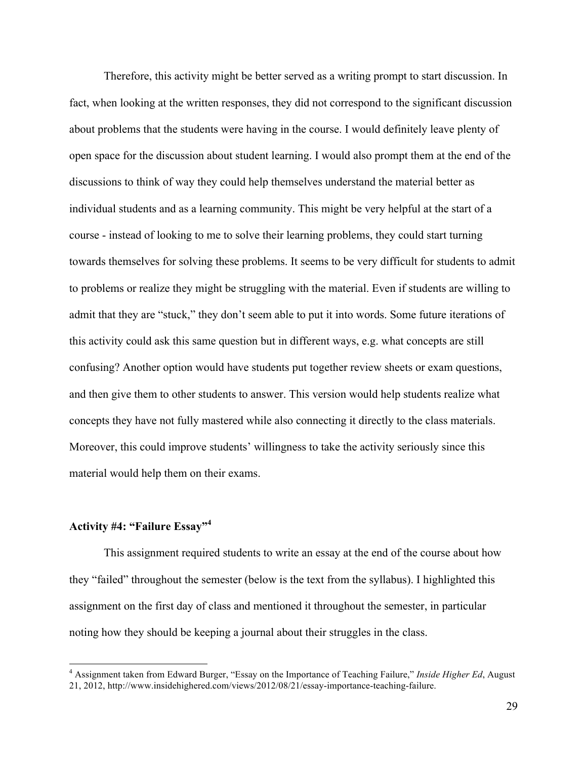Therefore, this activity might be better served as a writing prompt to start discussion. In fact, when looking at the written responses, they did not correspond to the significant discussion about problems that the students were having in the course. I would definitely leave plenty of open space for the discussion about student learning. I would also prompt them at the end of the discussions to think of way they could help themselves understand the material better as individual students and as a learning community. This might be very helpful at the start of a course - instead of looking to me to solve their learning problems, they could start turning towards themselves for solving these problems. It seems to be very difficult for students to admit to problems or realize they might be struggling with the material. Even if students are willing to admit that they are "stuck," they don't seem able to put it into words. Some future iterations of this activity could ask this same question but in different ways, e.g. what concepts are still confusing? Another option would have students put together review sheets or exam questions, and then give them to other students to answer. This version would help students realize what concepts they have not fully mastered while also connecting it directly to the class materials. Moreover, this could improve students' willingness to take the activity seriously since this material would help them on their exams.

### Activity #4: "Failure Essay"[4]

This assignment required students to write an essay at the end of the course about how they "failed" throughout the semester (below is the text from the syllabus). I highlighted this assignment on the first day of class and mentioned it throughout the semester, in particular noting how they should be keeping a journal about their struggles in the class.

---

[4] Assignment taken from Edward Burger, "Essay on the Importance of Teaching Failure," *Inside Higher Ed*, August 21, 2012, http://www.insidehighered.com/views/2012/08/21/essay-importance-teaching-failure.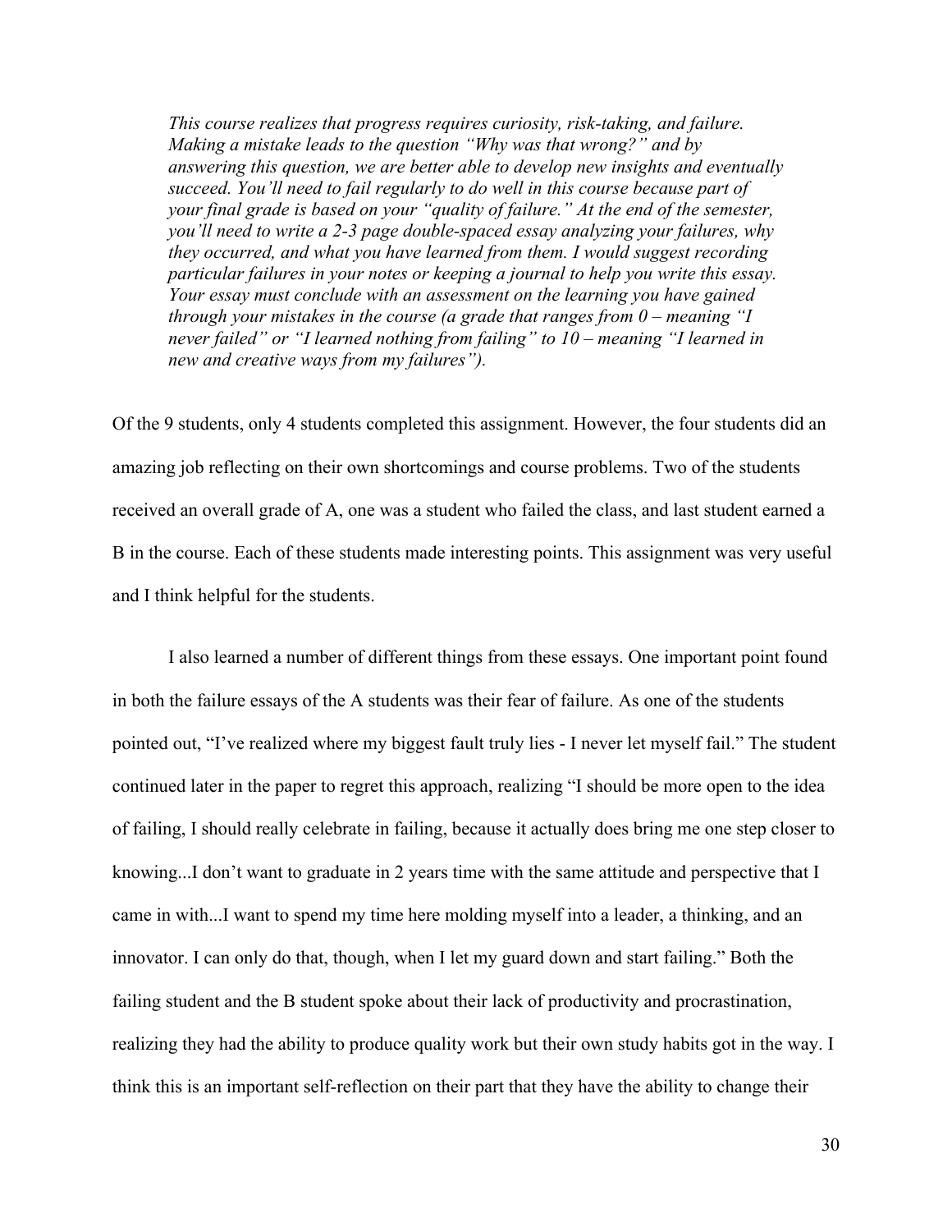*This course realizes that progress requires curiosity, risk-taking, and failure. Making a mistake leads to the question "Why was that wrong?" and by answering this question, we are better able to develop new insights and eventually succeed. You'll need to fail regularly to do well in this course because part of your final grade is based on your "quality of failure." At the end of the semester, you'll need to write a 2-3 page double-spaced essay analyzing your failures, why they occurred, and what you have learned from them. I would suggest recording particular failures in your notes or keeping a journal to help you write this essay. Your essay must conclude with an assessment on the learning you have gained through your mistakes in the course (a grade that ranges from 0 – meaning "I never failed" or "I learned nothing from failing" to 10 – meaning "I learned in new and creative ways from my failures").*

Of the 9 students, only 4 students completed this assignment. However, the four students did an amazing job reflecting on their own shortcomings and course problems. Two of the students received an overall grade of A, one was a student who failed the class, and last student earned a B in the course. Each of these students made interesting points. This assignment was very useful and I think helpful for the students.

I also learned a number of different things from these essays. One important point found in both the failure essays of the A students was their fear of failure. As one of the students pointed out, "I've realized where my biggest fault truly lies - I never let myself fail." The student continued later in the paper to regret this approach, realizing "I should be more open to the idea of failing, I should really celebrate in failing, because it actually does bring me one step closer to knowing...I don't want to graduate in 2 years time with the same attitude and perspective that I came in with...I want to spend my time here molding myself into a leader, a thinking, and an innovator. I can only do that, though, when I let my guard down and start failing." Both the failing student and the B student spoke about their lack of productivity and procrastination, realizing they had the ability to produce quality work but their own study habits got in the way. I think this is an important self-reflection on their part that they have the ability to change their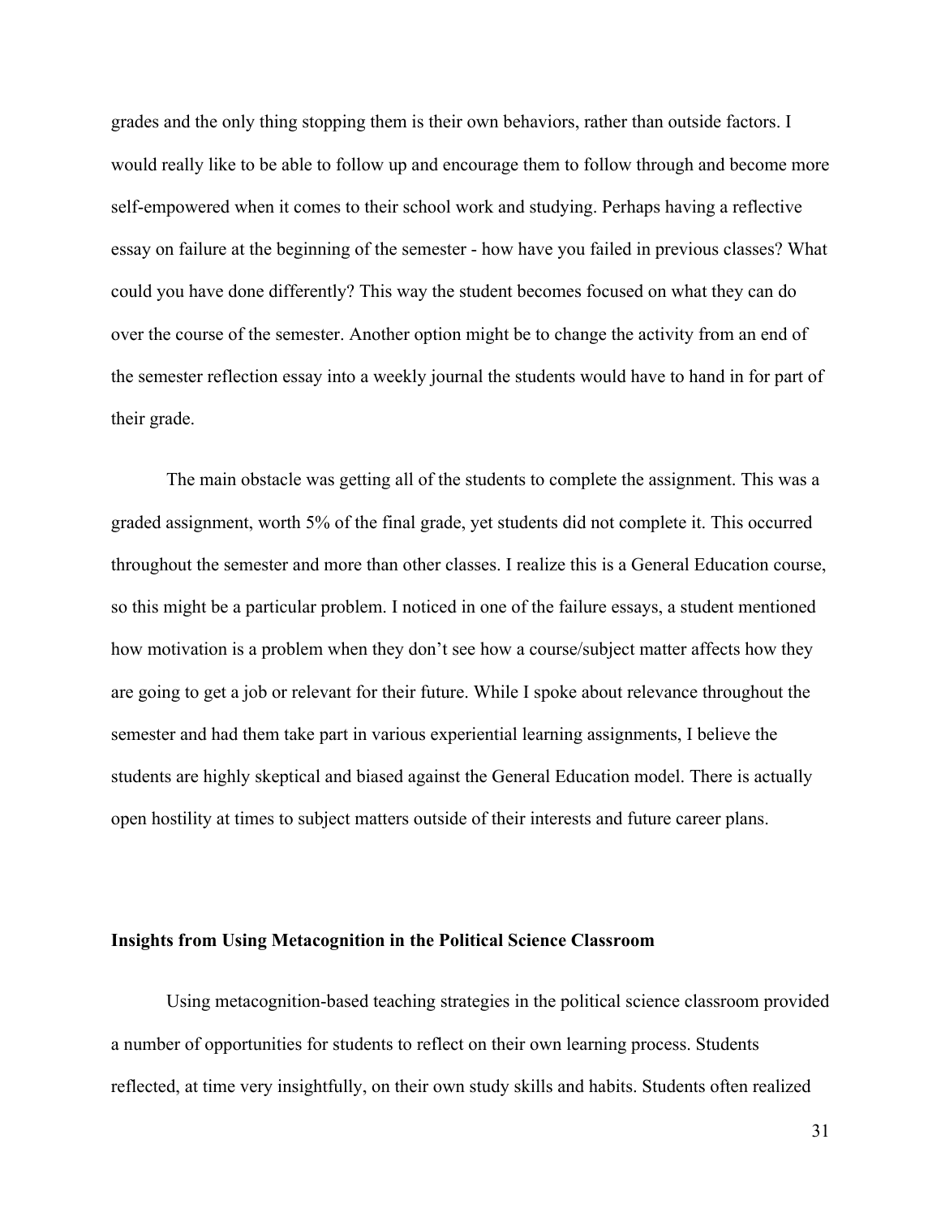grades and the only thing stopping them is their own behaviors, rather than outside factors. I would really like to be able to follow up and encourage them to follow through and become more self-empowered when it comes to their school work and studying. Perhaps having a reflective essay on failure at the beginning of the semester - how have you failed in previous classes? What could you have done differently? This way the student becomes focused on what they can do over the course of the semester. Another option might be to change the activity from an end of the semester reflection essay into a weekly journal the students would have to hand in for part of their grade.

The main obstacle was getting all of the students to complete the assignment. This was a graded assignment, worth 5% of the final grade, yet students did not complete it. This occurred throughout the semester and more than other classes. I realize this is a General Education course, so this might be a particular problem. I noticed in one of the failure essays, a student mentioned how motivation is a problem when they don't see how a course/subject matter affects how they are going to get a job or relevant for their future. While I spoke about relevance throughout the semester and had them take part in various experiential learning assignments, I believe the students are highly skeptical and biased against the General Education model. There is actually open hostility at times to subject matters outside of their interests and future career plans.

**Insights from Using Metacognition in the Political Science Classroom**

Using metacognition-based teaching strategies in the political science classroom provided a number of opportunities for students to reflect on their own learning process. Students reflected, at time very insightfully, on their own study skills and habits. Students often realized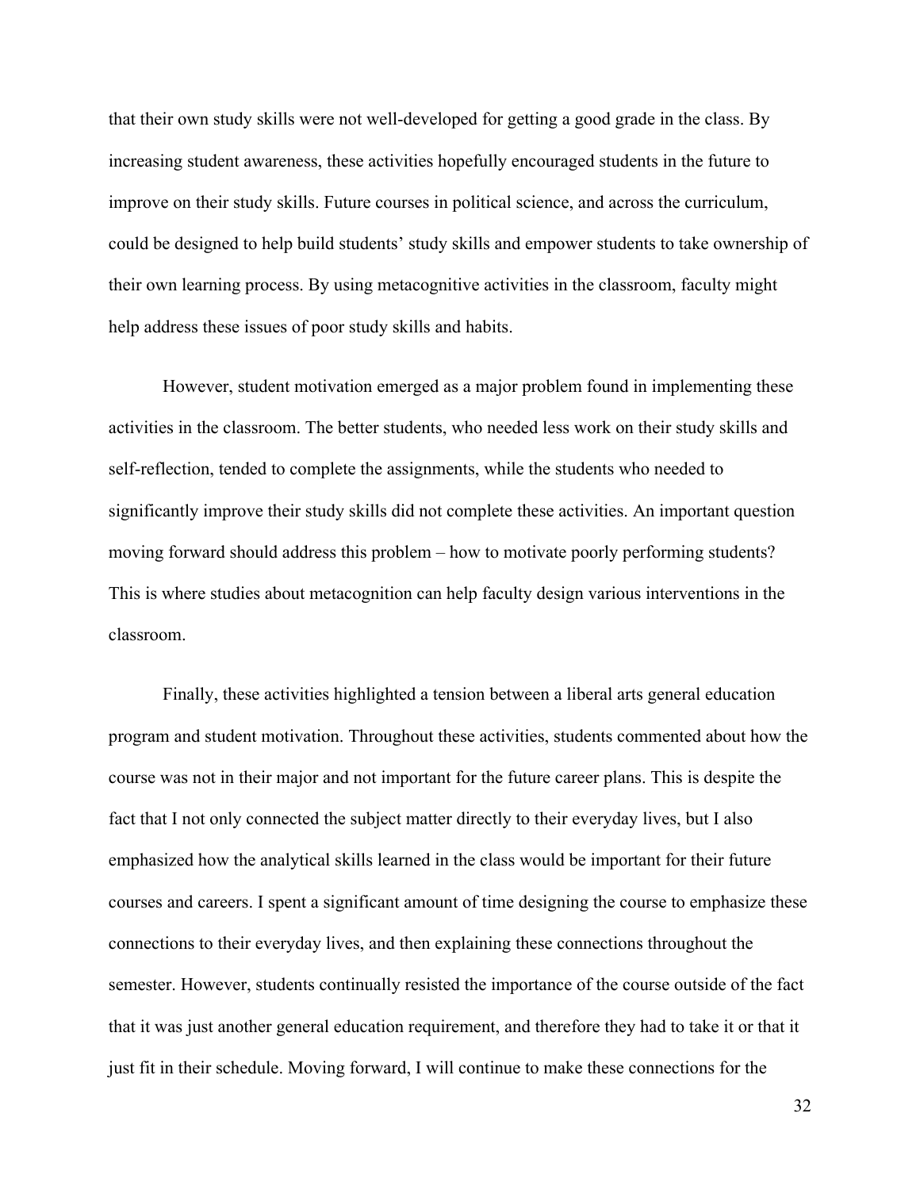that their own study skills were not well-developed for getting a good grade in the class. By increasing student awareness, these activities hopefully encouraged students in the future to improve on their study skills. Future courses in political science, and across the curriculum, could be designed to help build students' study skills and empower students to take ownership of their own learning process. By using metacognitive activities in the classroom, faculty might help address these issues of poor study skills and habits.

However, student motivation emerged as a major problem found in implementing these activities in the classroom. The better students, who needed less work on their study skills and self-reflection, tended to complete the assignments, while the students who needed to significantly improve their study skills did not complete these activities. An important question moving forward should address this problem – how to motivate poorly performing students? This is where studies about metacognition can help faculty design various interventions in the classroom.

Finally, these activities highlighted a tension between a liberal arts general education program and student motivation. Throughout these activities, students commented about how the course was not in their major and not important for the future career plans. This is despite the fact that I not only connected the subject matter directly to their everyday lives, but I also emphasized how the analytical skills learned in the class would be important for their future courses and careers. I spent a significant amount of time designing the course to emphasize these connections to their everyday lives, and then explaining these connections throughout the semester. However, students continually resisted the importance of the course outside of the fact that it was just another general education requirement, and therefore they had to take it or that it just fit in their schedule. Moving forward, I will continue to make these connections for the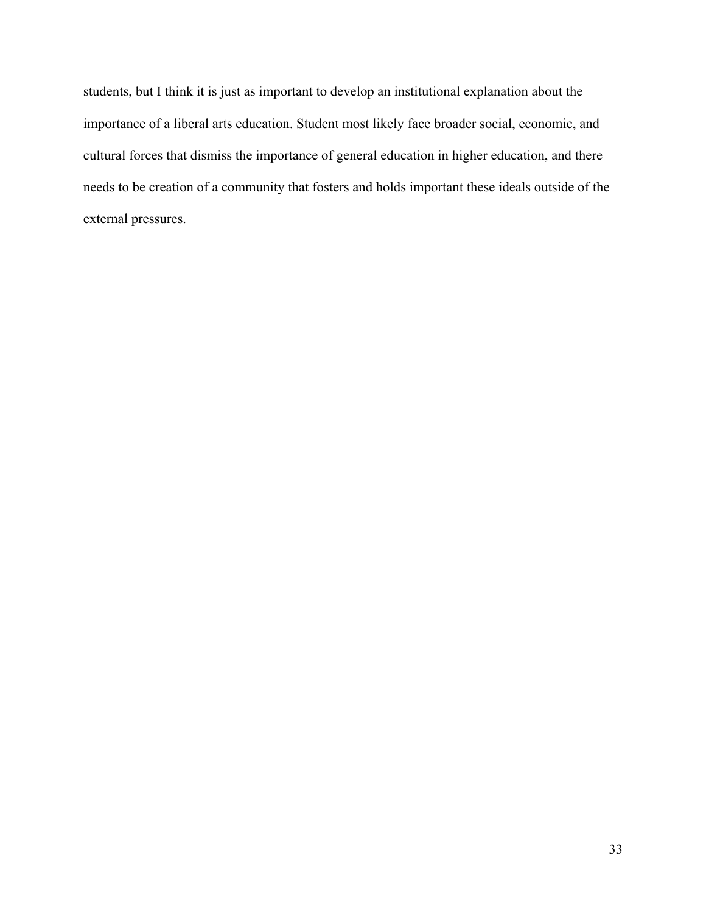students, but I think it is just as important to develop an institutional explanation about the importance of a liberal arts education. Student most likely face broader social, economic, and cultural forces that dismiss the importance of general education in higher education, and there needs to be creation of a community that fosters and holds important these ideals outside of the external pressures.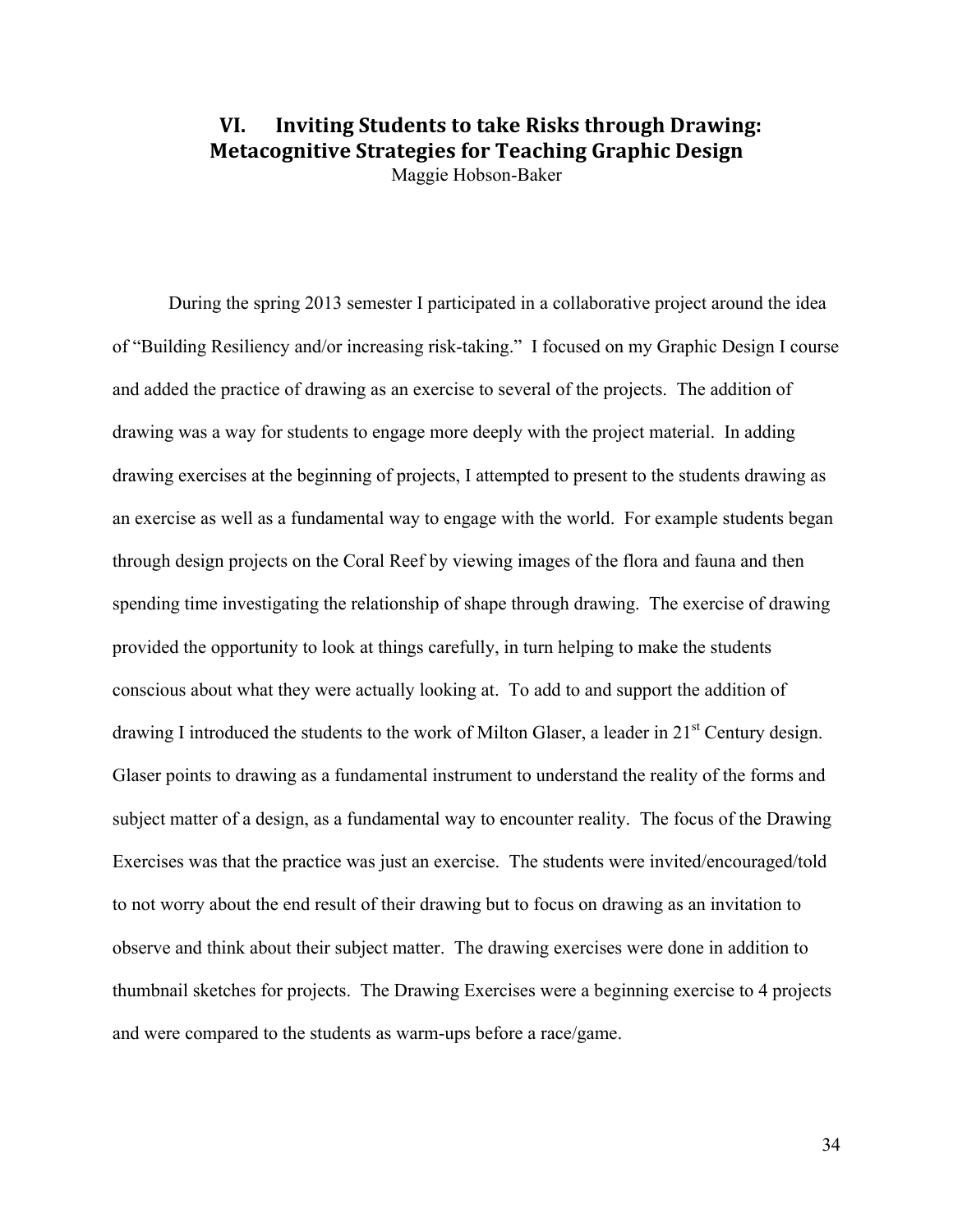## VI. Inviting Students to take Risks through Drawing: Metacognitive Strategies for Teaching Graphic Design

Maggie Hobson-Baker

During the spring 2013 semester I participated in a collaborative project around the idea of "Building Resiliency and/or increasing risk-taking." I focused on my Graphic Design I course and added the practice of drawing as an exercise to several of the projects. The addition of drawing was a way for students to engage more deeply with the project material. In adding drawing exercises at the beginning of projects, I attempted to present to the students drawing as an exercise as well as a fundamental way to engage with the world. For example students began through design projects on the Coral Reef by viewing images of the flora and fauna and then spending time investigating the relationship of shape through drawing. The exercise of drawing provided the opportunity to look at things carefully, in turn helping to make the students conscious about what they were actually looking at. To add to and support the addition of drawing I introduced the students to the work of Milton Glaser, a leader in 21st Century design. Glaser points to drawing as a fundamental instrument to understand the reality of the forms and subject matter of a design, as a fundamental way to encounter reality. The focus of the Drawing Exercises was that the practice was just an exercise. The students were invited/encouraged/told to not worry about the end result of their drawing but to focus on drawing as an invitation to observe and think about their subject matter. The drawing exercises were done in addition to thumbnail sketches for projects. The Drawing Exercises were a beginning exercise to 4 projects and were compared to the students as warm-ups before a race/game.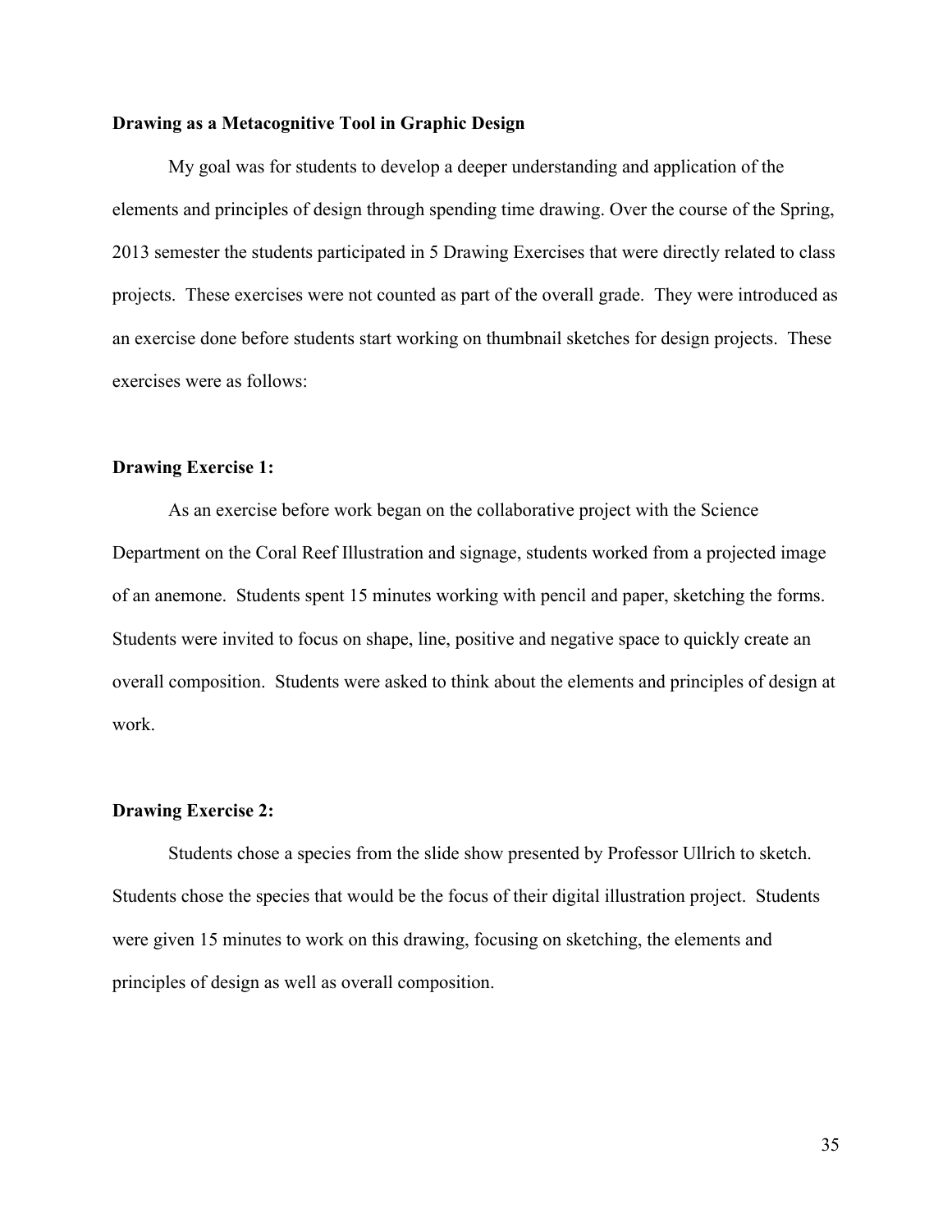**Drawing as a Metacognitive Tool in Graphic Design**

My goal was for students to develop a deeper understanding and application of the elements and principles of design through spending time drawing. Over the course of the Spring, 2013 semester the students participated in 5 Drawing Exercises that were directly related to class projects. These exercises were not counted as part of the overall grade. They were introduced as an exercise done before students start working on thumbnail sketches for design projects. These exercises were as follows:

**Drawing Exercise 1:**

As an exercise before work began on the collaborative project with the Science Department on the Coral Reef Illustration and signage, students worked from a projected image of an anemone. Students spent 15 minutes working with pencil and paper, sketching the forms. Students were invited to focus on shape, line, positive and negative space to quickly create an overall composition. Students were asked to think about the elements and principles of design at work.

**Drawing Exercise 2:**

Students chose a species from the slide show presented by Professor Ullrich to sketch. Students chose the species that would be the focus of their digital illustration project. Students were given 15 minutes to work on this drawing, focusing on sketching, the elements and principles of design as well as overall composition.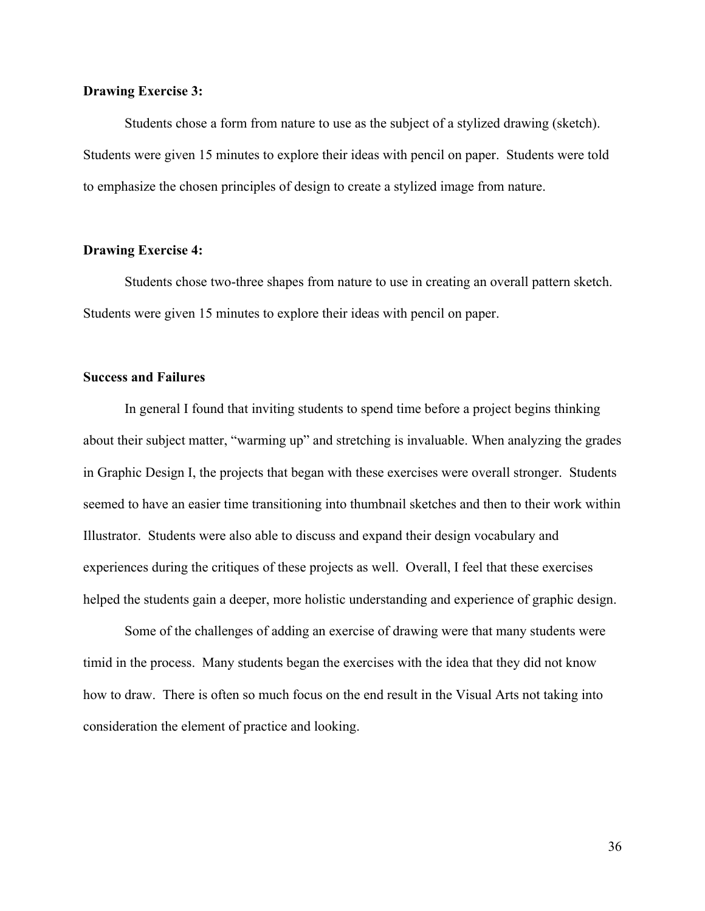**Drawing Exercise 3:**

Students chose a form from nature to use as the subject of a stylized drawing (sketch). Students were given 15 minutes to explore their ideas with pencil on paper. Students were told to emphasize the chosen principles of design to create a stylized image from nature.

**Drawing Exercise 4:**

Students chose two-three shapes from nature to use in creating an overall pattern sketch. Students were given 15 minutes to explore their ideas with pencil on paper.

**Success and Failures**

In general I found that inviting students to spend time before a project begins thinking about their subject matter, "warming up" and stretching is invaluable. When analyzing the grades in Graphic Design I, the projects that began with these exercises were overall stronger. Students seemed to have an easier time transitioning into thumbnail sketches and then to their work within Illustrator. Students were also able to discuss and expand their design vocabulary and experiences during the critiques of these projects as well. Overall, I feel that these exercises helped the students gain a deeper, more holistic understanding and experience of graphic design.

Some of the challenges of adding an exercise of drawing were that many students were timid in the process. Many students began the exercises with the idea that they did not know how to draw. There is often so much focus on the end result in the Visual Arts not taking into consideration the element of practice and looking.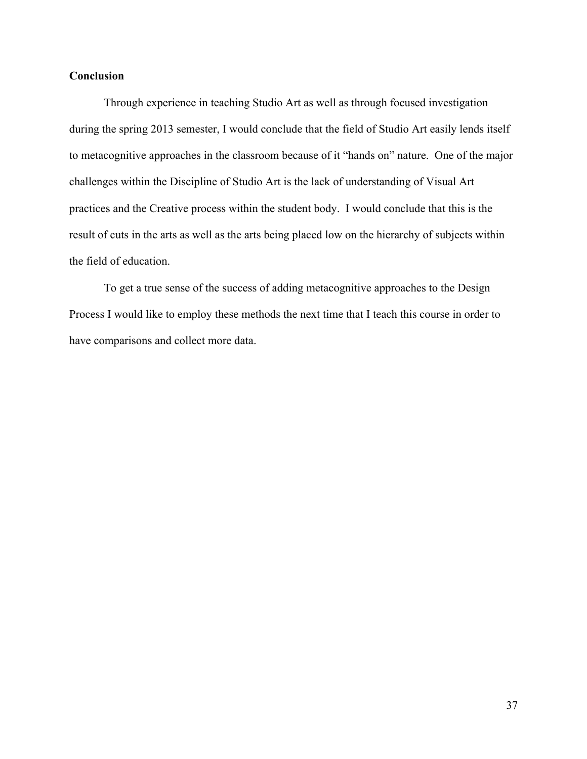**Conclusion**

Through experience in teaching Studio Art as well as through focused investigation during the spring 2013 semester, I would conclude that the field of Studio Art easily lends itself to metacognitive approaches in the classroom because of it "hands on" nature. One of the major challenges within the Discipline of Studio Art is the lack of understanding of Visual Art practices and the Creative process within the student body. I would conclude that this is the result of cuts in the arts as well as the arts being placed low on the hierarchy of subjects within the field of education.

To get a true sense of the success of adding metacognitive approaches to the Design Process I would like to employ these methods the next time that I teach this course in order to have comparisons and collect more data.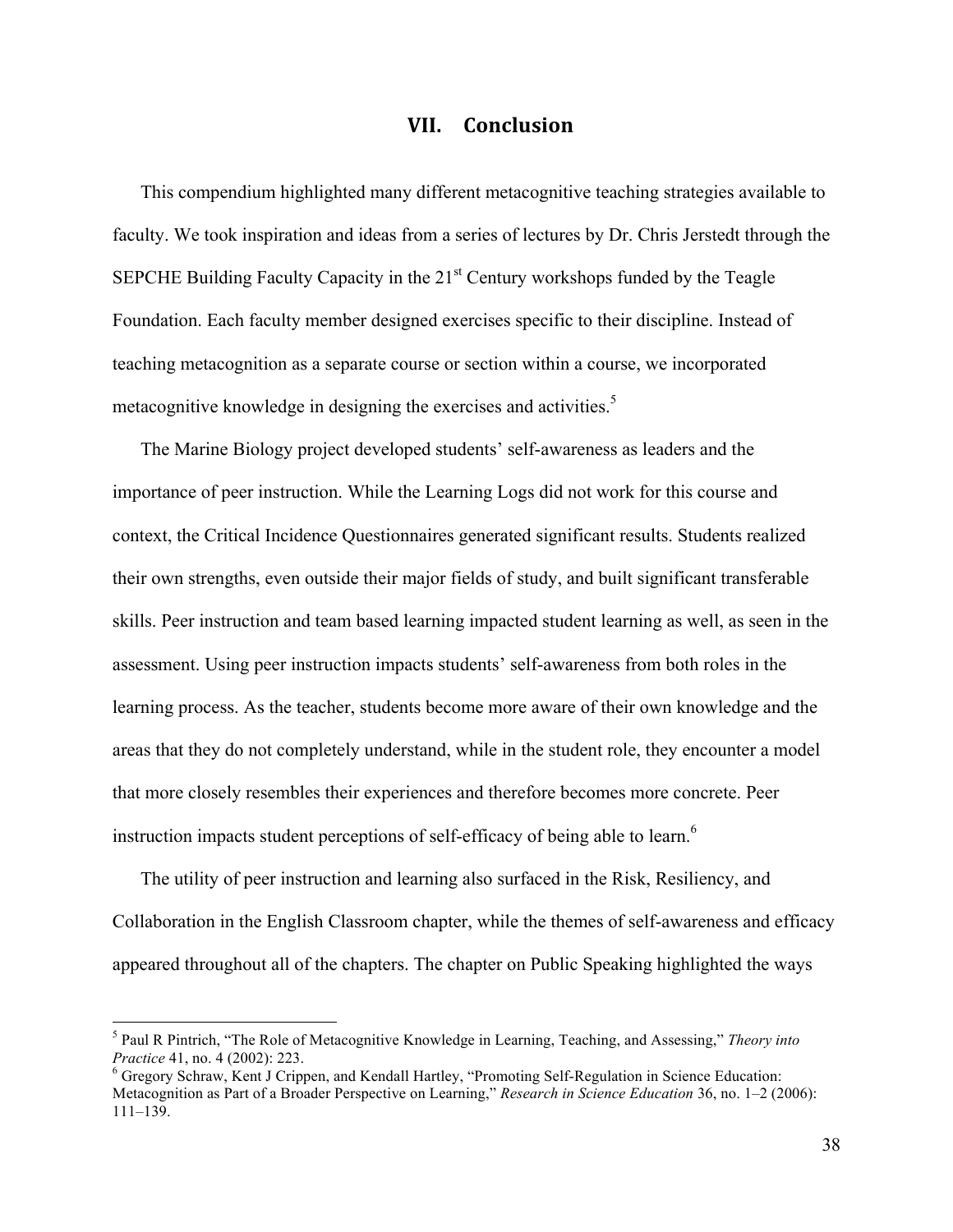## VII. Conclusion

This compendium highlighted many different metacognitive teaching strategies available to faculty. We took inspiration and ideas from a series of lectures by Dr. Chris Jerstedt through the SEPCHE Building Faculty Capacity in the 21st Century workshops funded by the Teagle Foundation. Each faculty member designed exercises specific to their discipline. Instead of teaching metacognition as a separate course or section within a course, we incorporated metacognitive knowledge in designing the exercises and activities.[5]

The Marine Biology project developed students' self-awareness as leaders and the importance of peer instruction. While the Learning Logs did not work for this course and context, the Critical Incidence Questionnaires generated significant results. Students realized their own strengths, even outside their major fields of study, and built significant transferable skills. Peer instruction and team based learning impacted student learning as well, as seen in the assessment. Using peer instruction impacts students' self-awareness from both roles in the learning process. As the teacher, students become more aware of their own knowledge and the areas that they do not completely understand, while in the student role, they encounter a model that more closely resembles their experiences and therefore becomes more concrete. Peer instruction impacts student perceptions of self-efficacy of being able to learn.[6]

The utility of peer instruction and learning also surfaced in the Risk, Resiliency, and Collaboration in the English Classroom chapter, while the themes of self-awareness and efficacy appeared throughout all of the chapters. The chapter on Public Speaking highlighted the ways

---

[5] Paul R Pintrich, "The Role of Metacognitive Knowledge in Learning, Teaching, and Assessing," *Theory into Practice* 41, no. 4 (2002): 223.

[6] Gregory Schraw, Kent J Crippen, and Kendall Hartley, "Promoting Self-Regulation in Science Education: Metacognition as Part of a Broader Perspective on Learning," *Research in Science Education* 36, no. 1–2 (2006): 111–139.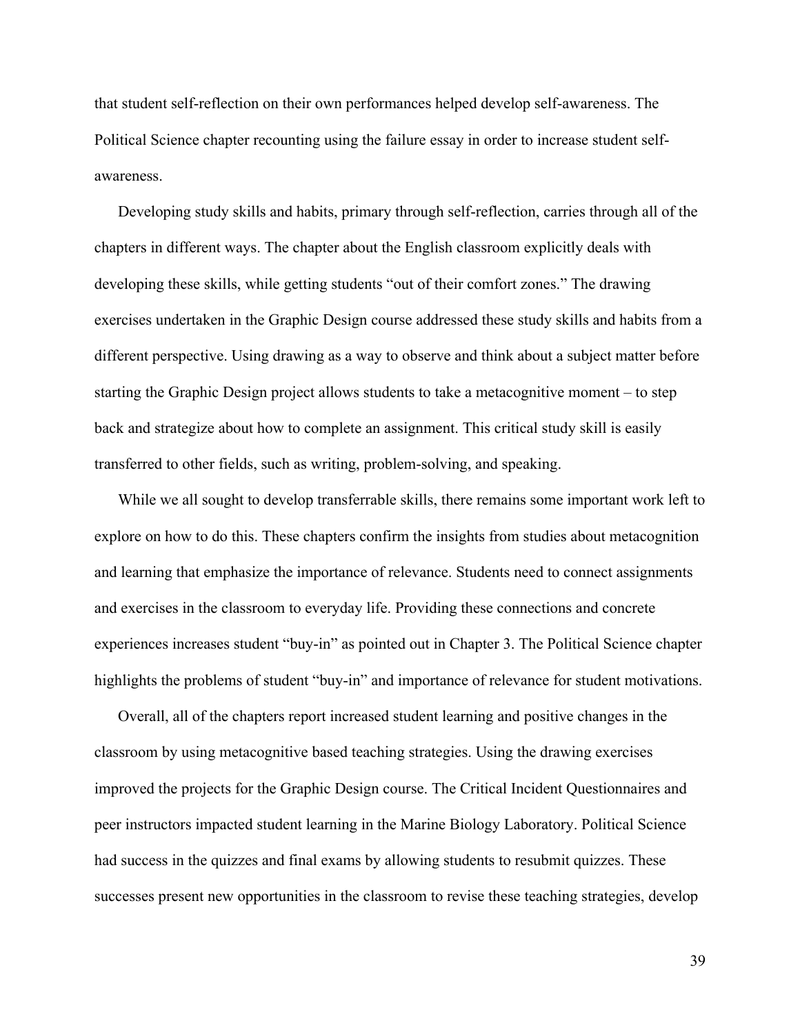that student self-reflection on their own performances helped develop self-awareness. The Political Science chapter recounting using the failure essay in order to increase student self-awareness.

Developing study skills and habits, primary through self-reflection, carries through all of the chapters in different ways. The chapter about the English classroom explicitly deals with developing these skills, while getting students "out of their comfort zones." The drawing exercises undertaken in the Graphic Design course addressed these study skills and habits from a different perspective. Using drawing as a way to observe and think about a subject matter before starting the Graphic Design project allows students to take a metacognitive moment – to step back and strategize about how to complete an assignment. This critical study skill is easily transferred to other fields, such as writing, problem-solving, and speaking.

While we all sought to develop transferrable skills, there remains some important work left to explore on how to do this. These chapters confirm the insights from studies about metacognition and learning that emphasize the importance of relevance. Students need to connect assignments and exercises in the classroom to everyday life. Providing these connections and concrete experiences increases student "buy-in" as pointed out in Chapter 3. The Political Science chapter highlights the problems of student "buy-in" and importance of relevance for student motivations.

Overall, all of the chapters report increased student learning and positive changes in the classroom by using metacognitive based teaching strategies. Using the drawing exercises improved the projects for the Graphic Design course. The Critical Incident Questionnaires and peer instructors impacted student learning in the Marine Biology Laboratory. Political Science had success in the quizzes and final exams by allowing students to resubmit quizzes. These successes present new opportunities in the classroom to revise these teaching strategies, develop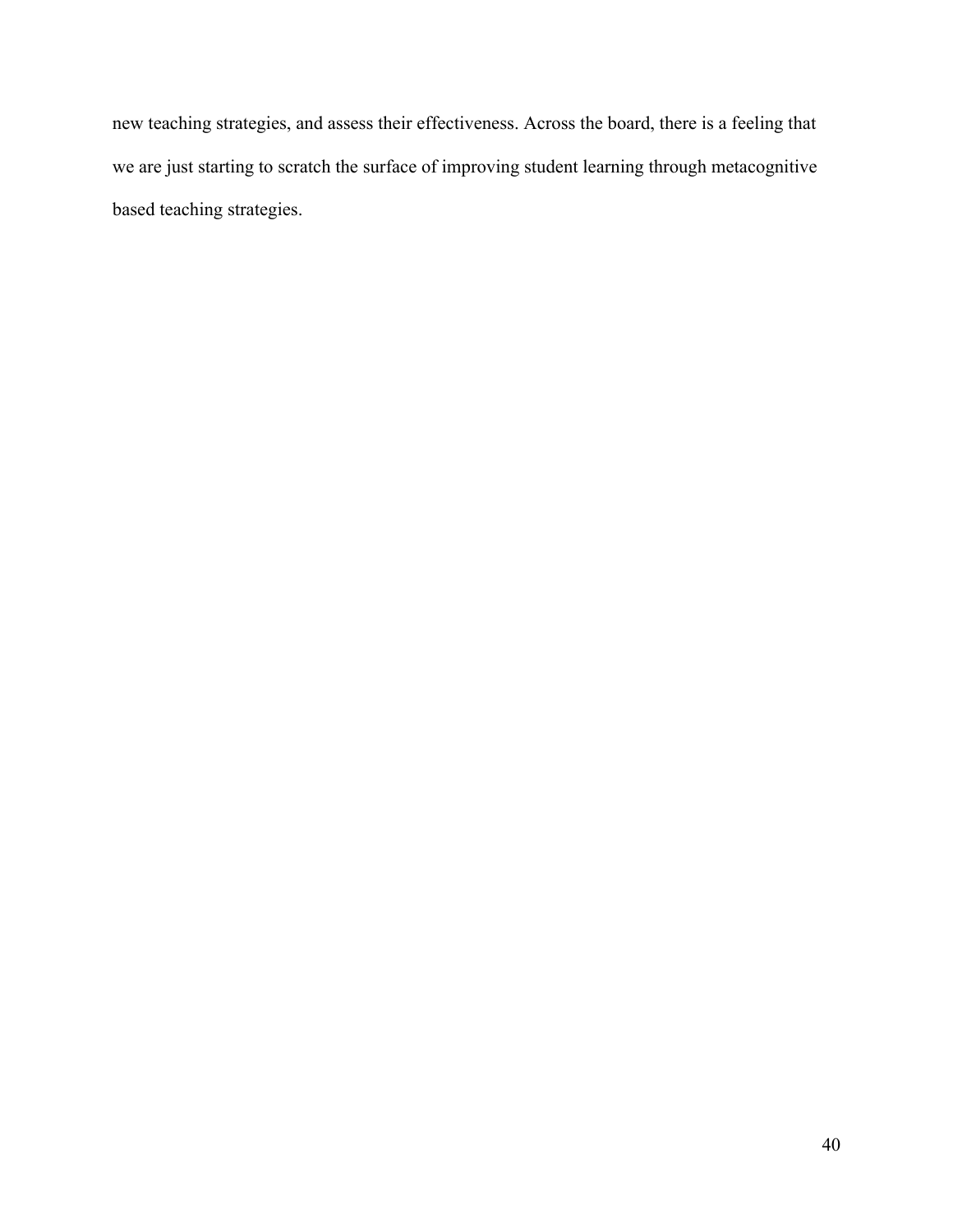new teaching strategies, and assess their effectiveness. Across the board, there is a feeling that we are just starting to scratch the surface of improving student learning through metacognitive based teaching strategies.